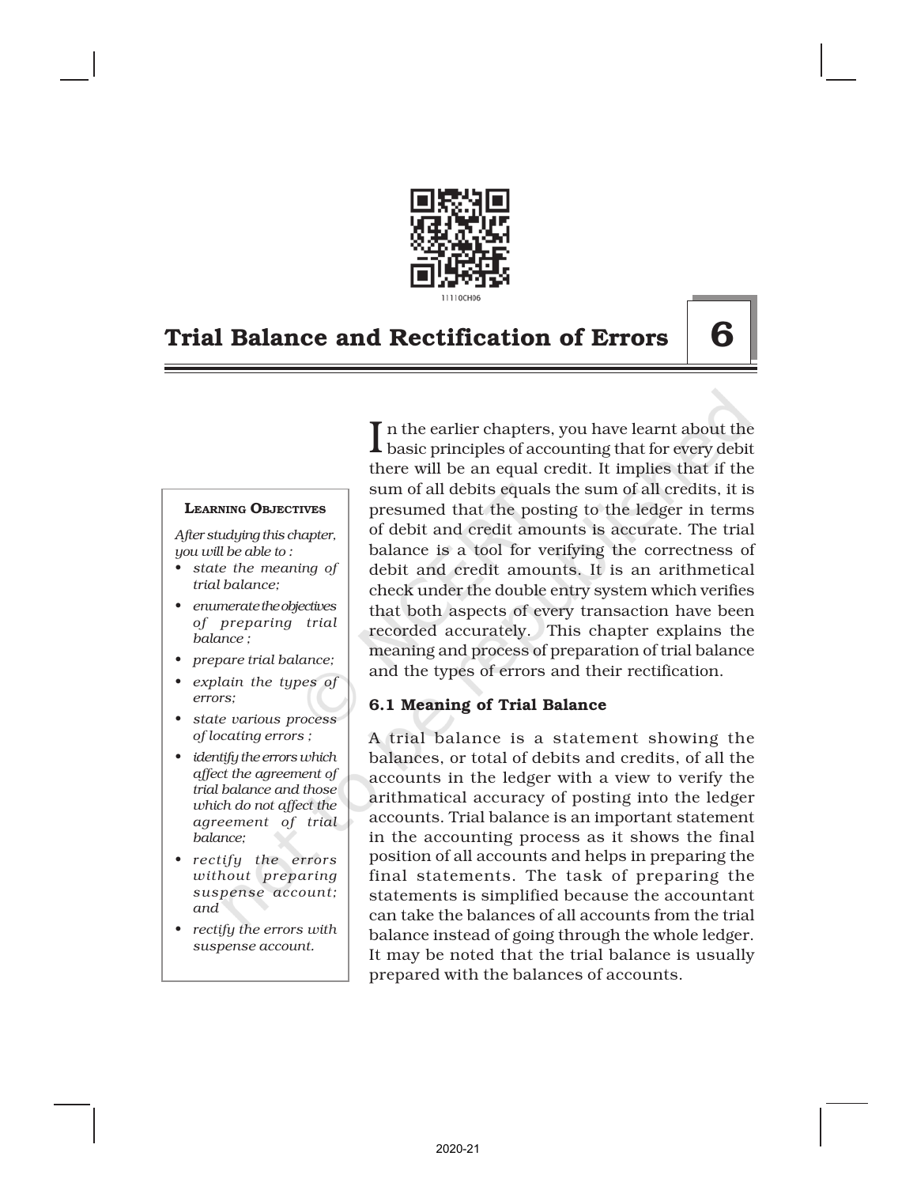11110CH06

# Trial Balance and Rectification of Errors

## 6

**LEARNING OBJECTIVES**

*After studying this chapter, you will be able to :*

- *state the meaning of trial balance;*
- *enumerate the objectives of preparing trial balance ;*
- *prepare trial balance;*
- *explain the types of errors;*
- *state various process of locating errors ;*
- *identify the errors which affect the agreement of trial balance and those which do not affect the agreement of trial balance;*
- *rectify the errors without preparing suspense account; and*
- *rectify the errors with suspense account.*

In the earlier chapters, you have learnt about the basic principles of accounting that for every debit there will be an equal credit. It implies that if the sum of all debits equals the sum of all credits, it is presumed that the posting to the ledger in terms of debit and credit amounts is accurate. The trial balance is a tool for verifying the correctness of debit and credit amounts. It is an arithmetical check under the double entry system which verifies that both aspects of every transaction have been recorded accurately. This chapter explains the meaning and process of preparation of trial balance and the types of errors and their rectification.

### 6.1 Meaning of Trial Balance

A trial balance is a statement showing the balances, or total of debits and credits, of all the accounts in the ledger with a view to verify the arithmatical accuracy of posting into the ledger accounts. Trial balance is an important statement in the accounting process as it shows the final position of all accounts and helps in preparing the final statements. The task of preparing the statements is simplified because the accountant can take the balances of all accounts from the trial balance instead of going through the whole ledger. It may be noted that the trial balance is usually prepared with the balances of accounts.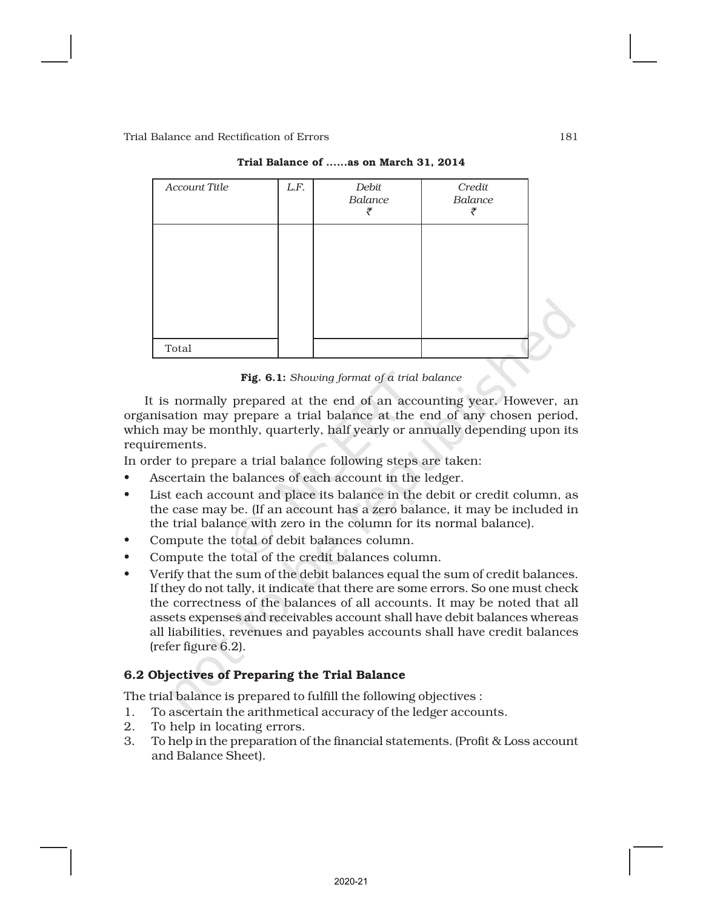**Trial Balance of ......as on March 31, 2014**

| *Account Title* | *L.F.* | *Debit Balance* ₹ | *Credit Balance* ₹ |
|---|---|---|---|
| | | | |
| Total | | | |

**Fig. 6.1:** *Showing format of a trial balance*

It is normally prepared at the end of an accounting year. However, an organisation may prepare a trial balance at the end of any chosen period, which may be monthly, quarterly, half yearly or annually depending upon its requirements.

In order to prepare a trial balance following steps are taken:

- Ascertain the balances of each account in the ledger.
- List each account and place its balance in the debit or credit column, as the case may be. (If an account has a zero balance, it may be included in the trial balance with zero in the column for its normal balance).
- Compute the total of debit balances column.
- Compute the total of the credit balances column.
- Verify that the sum of the debit balances equal the sum of credit balances. If they do not tally, it indicate that there are some errors. So one must check the correctness of the balances of all accounts. It may be noted that all assets expenses and receivables account shall have debit balances whereas all liabilities, revenues and payables accounts shall have credit balances (refer figure 6.2).

### 6.2 Objectives of Preparing the Trial Balance

The trial balance is prepared to fulfill the following objectives :

1. To ascertain the arithmetical accuracy of the ledger accounts.
2. To help in locating errors.
3. To help in the preparation of the financial statements. (Profit & Loss account and Balance Sheet).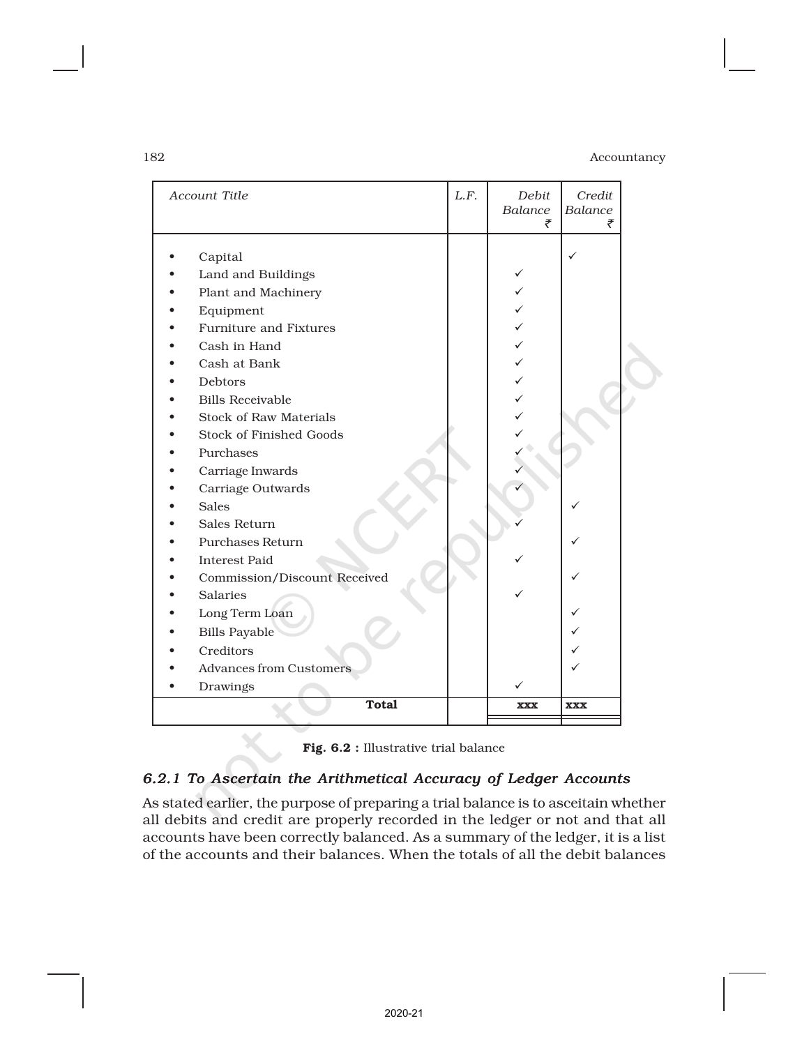| *Account Title* | *L.F.* | *Debit Balance* ₹ | *Credit Balance* ₹ |
|---|---|---|---|
| • Capital | | | ✓ |
| • Land and Buildings | | ✓ | |
| • Plant and Machinery | | ✓ | |
| • Equipment | | ✓ | |
| • Furniture and Fixtures | | ✓ | |
| • Cash in Hand | | ✓ | |
| • Cash at Bank | | ✓ | |
| • Debtors | | ✓ | |
| • Bills Receivable | | ✓ | |
| • Stock of Raw Materials | | ✓ | |
| • Stock of Finished Goods | | ✓ | |
| • Purchases | | ✓ | |
| • Carriage Inwards | | ✓ | |
| • Carriage Outwards | | ✓ | |
| • Sales | | | ✓ |
| • Sales Return | | ✓ | |
| • Purchases Return | | | ✓ |
| • Interest Paid | | ✓ | |
| • Commission/Discount Received | | | ✓ |
| • Salaries | | ✓ | |
| • Long Term Loan | | | ✓ |
| • Bills Payable | | | ✓ |
| • Creditors | | | ✓ |
| • Advances from Customers | | | ✓ |
| • Drawings | | ✓ | |
| **Total** | | **xxx** | **xxx** |

**Fig. 6.2 :** Illustrative trial balance

### *6.2.1 To Ascertain the Arithmetical Accuracy of Ledger Accounts*

As stated earlier, the purpose of preparing a trial balance is to asceitain whether all debits and credit are properly recorded in the ledger or not and that all accounts have been correctly balanced. As a summary of the ledger, it is a list of the accounts and their balances. When the totals of all the debit balances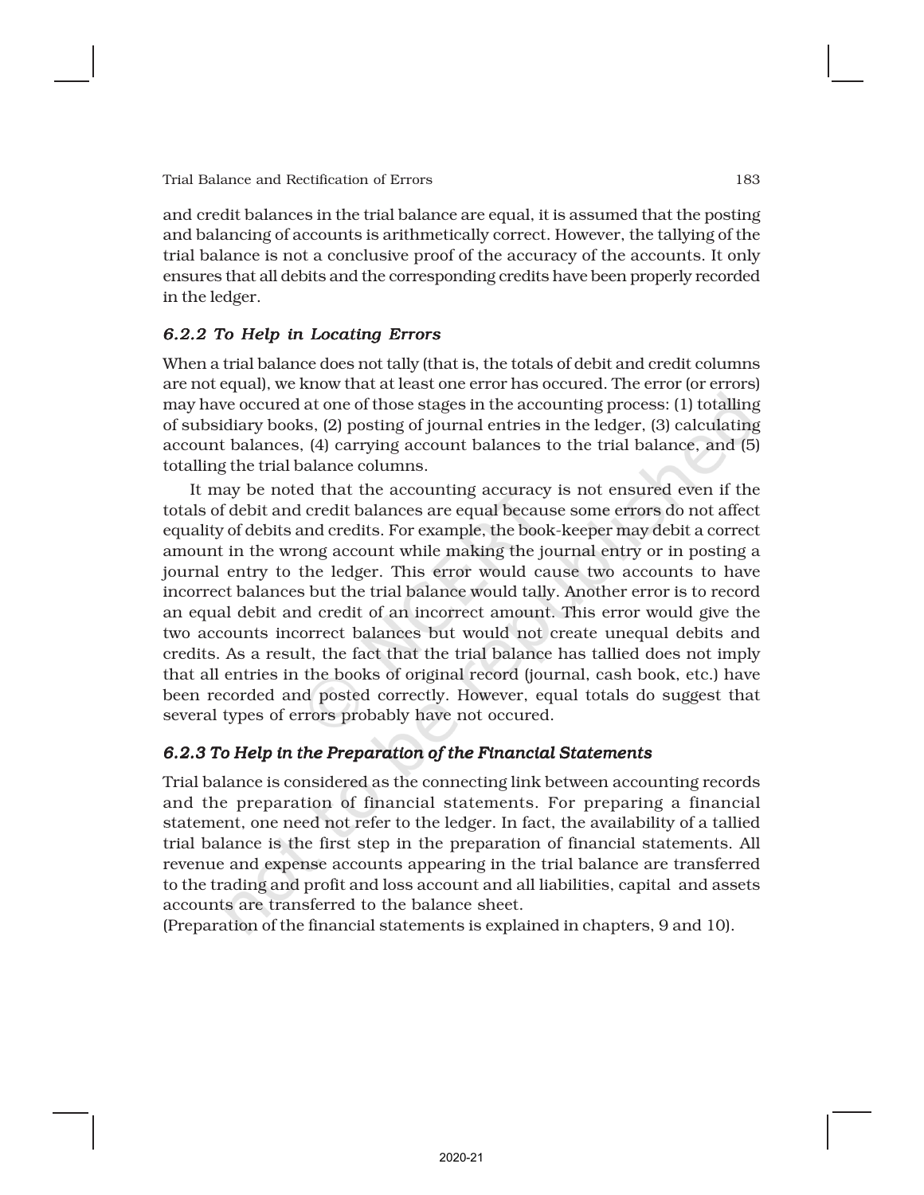and credit balances in the trial balance are equal, it is assumed that the posting and balancing of accounts is arithmetically correct. However, the tallying of the trial balance is not a conclusive proof of the accuracy of the accounts. It only ensures that all debits and the corresponding credits have been properly recorded in the ledger.

### *6.2.2 To Help in Locating Errors*

When a trial balance does not tally (that is, the totals of debit and credit columns are not equal), we know that at least one error has occured. The error (or errors) may have occured at one of those stages in the accounting process: (1) totalling of subsidiary books, (2) posting of journal entries in the ledger, (3) calculating account balances, (4) carrying account balances to the trial balance, and (5) totalling the trial balance columns.

It may be noted that the accounting accuracy is not ensured even if the totals of debit and credit balances are equal because some errors do not affect equality of debits and credits. For example, the book-keeper may debit a correct amount in the wrong account while making the journal entry or in posting a journal entry to the ledger. This error would cause two accounts to have incorrect balances but the trial balance would tally. Another error is to record an equal debit and credit of an incorrect amount. This error would give the two accounts incorrect balances but would not create unequal debits and credits. As a result, the fact that the trial balance has tallied does not imply that all entries in the books of original record (journal, cash book, etc.) have been recorded and posted correctly. However, equal totals do suggest that several types of errors probably have not occured.

### *6.2.3 To Help in the Preparation of the Financial Statements*

Trial balance is considered as the connecting link between accounting records and the preparation of financial statements. For preparing a financial statement, one need not refer to the ledger. In fact, the availability of a tallied trial balance is the first step in the preparation of financial statements. All revenue and expense accounts appearing in the trial balance are transferred to the trading and profit and loss account and all liabilities, capital and assets accounts are transferred to the balance sheet.
(Preparation of the financial statements is explained in chapters, 9 and 10).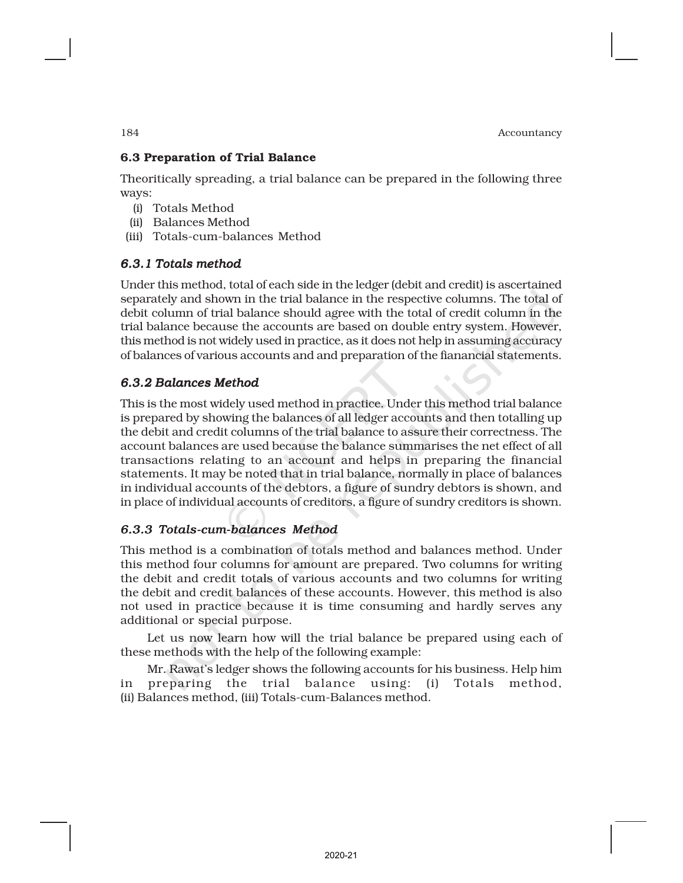## 6.3 Preparation of Trial Balance

Theoritically spreading, a trial balance can be prepared in the following three ways:

(i) Totals Method
(ii) Balances Method
(iii) Totals-cum-balances Method

### *6.3.1 Totals method*

Under this method, total of each side in the ledger (debit and credit) is ascertained separately and shown in the trial balance in the respective columns. The total of debit column of trial balance should agree with the total of credit column in the trial balance because the accounts are based on double entry system. However, this method is not widely used in practice, as it does not help in assuming accuracy of balances of various accounts and and preparation of the fianancial statements.

### *6.3.2 Balances Method*

This is the most widely used method in practice. Under this method trial balance is prepared by showing the balances of all ledger accounts and then totalling up the debit and credit columns of the trial balance to assure their correctness. The account balances are used because the balance summarises the net effect of all transactions relating to an account and helps in preparing the financial statements. It may be noted that in trial balance, normally in place of balances in individual accounts of the debtors, a figure of sundry debtors is shown, and in place of individual accounts of creditors, a figure of sundry creditors is shown.

### *6.3.3 Totals-cum-balances Method*

This method is a combination of totals method and balances method. Under this method four columns for amount are prepared. Two columns for writing the debit and credit totals of various accounts and two columns for writing the debit and credit balances of these accounts. However, this method is also not used in practice because it is time consuming and hardly serves any additional or special purpose.

Let us now learn how will the trial balance be prepared using each of these methods with the help of the following example:

Mr. Rawat's ledger shows the following accounts for his business. Help him in preparing the trial balance using: (i) Totals method, (ii) Balances method, (iii) Totals-cum-Balances method.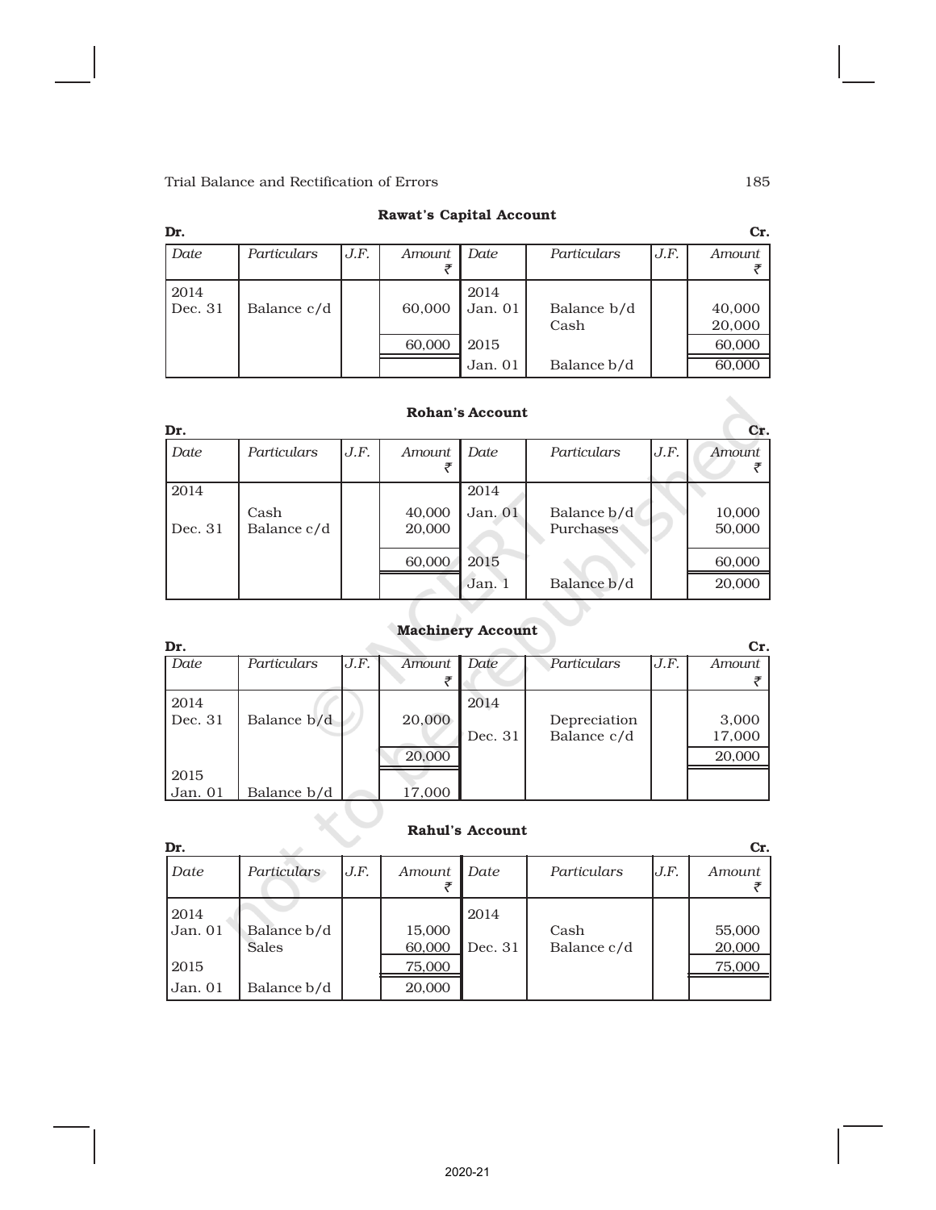**Rawat's Capital Account**

| Dr. | | | | | | | Cr. |
|---|---|---|---|---|---|---|---|
| *Date* | *Particulars* | *J.F.* | *Amount* ₹ | *Date* | *Particulars* | *J.F.* | *Amount* ₹ |
| 2014 | | | | 2014 | | | |
| Dec. 31 | Balance c/d | | 60,000 | Jan. 01 | Balance b/d | | 40,000 |
| | | | | | Cash | | 20,000 |
| | | | 60,000 | 2015 | | | 60,000 |
| | | | | Jan. 01 | Balance b/d | | 60,000 |

**Rohan's Account**

| Dr. | | | | | | | Cr. |
|---|---|---|---|---|---|---|---|
| *Date* | *Particulars* | *J.F.* | *Amount* ₹ | *Date* | *Particulars* | *J.F.* | *Amount* ₹ |
| 2014 | | | | 2014 | | | |
| | Cash | | 40,000 | Jan. 01 | Balance b/d | | 10,000 |
| Dec. 31 | Balance c/d | | 20,000 | | Purchases | | 50,000 |
| | | | 60,000 | 2015 | | | 60,000 |
| | | | | Jan. 1 | Balance b/d | | 20,000 |

**Machinery Account**

| Dr. | | | | | | | Cr. |
|---|---|---|---|---|---|---|---|
| *Date* | *Particulars* | *J.F.* | *Amount* ₹ | *Date* | *Particulars* | *J.F.* | *Amount* ₹ |
| 2014 | | | | 2014 | | | |
| Dec. 31 | Balance b/d | | 20,000 | | Depreciation | | 3,000 |
| | | | | Dec. 31 | Balance c/d | | 17,000 |
| | | | 20,000 | | | | 20,000 |
| 2015 | | | | | | | |
| Jan. 01 | Balance b/d | | 17,000 | | | | |

**Rahul's Account**

| Dr. | | | | | | | Cr. |
|---|---|---|---|---|---|---|---|
| *Date* | *Particulars* | *J.F.* | *Amount* ₹ | *Date* | *Particulars* | *J.F.* | *Amount* ₹ |
| 2014 | | | | 2014 | | | |
| Jan. 01 | Balance b/d | | 15,000 | | Cash | | 55,000 |
| | Sales | | 60,000 | Dec. 31 | Balance c/d | | 20,000 |
| 2015 | | | 75,000 | | | | 75,000 |
| Jan. 01 | Balance b/d | | 20,000 | | | | |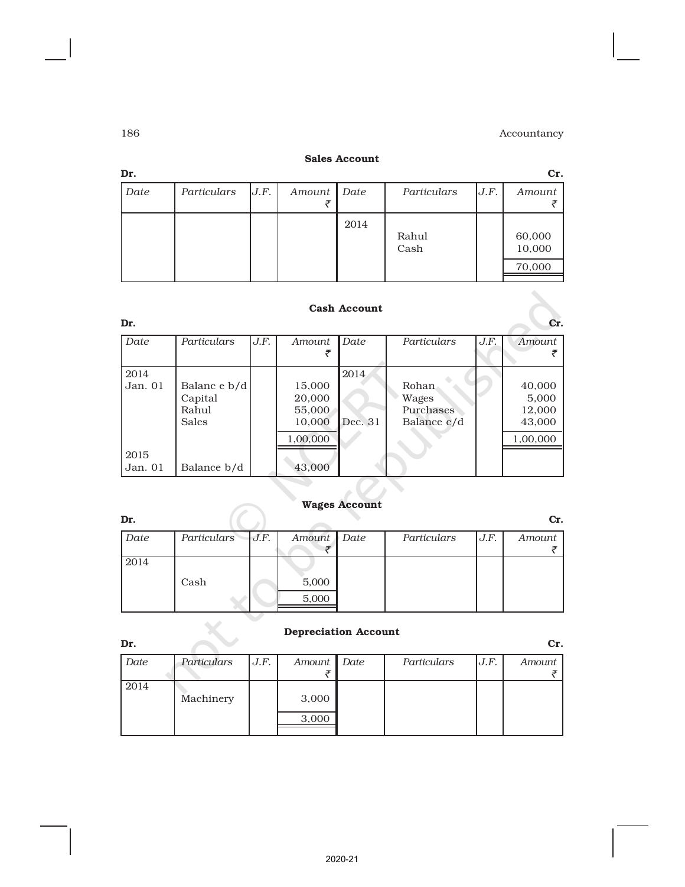**Sales Account**

Dr. Cr.

| Date | Particulars | J.F. | Amount ₹ | Date | Particulars | J.F. | Amount ₹ |
|---|---|---|---|---|---|---|---|
| | | | | 2014 | | | |
| | | | | | Rahul | | 60,000 |
| | | | | | Cash | | 10,000 |
| | | | | | | | 70,000 |

**Cash Account**

Dr. Cr.

| Date | Particulars | J.F. | Amount ₹ | Date | Particulars | J.F. | Amount ₹ |
|---|---|---|---|---|---|---|---|
| 2014 | | | | 2014 | | | |
| Jan. 01 | Balanc e b/d | | 15,000 | | Rohan | | 40,000 |
| | Capital | | 20,000 | | Wages | | 5,000 |
| | Rahul | | 55,000 | | Purchases | | 12,000 |
| | Sales | | 10,000 | Dec. 31 | Balance c/d | | 43,000 |
| | | | 1,00,000 | | | | 1,00,000 |
| 2015 | | | | | | | |
| Jan. 01 | Balance b/d | | 43,000 | | | | |

**Wages Account**

Dr. Cr.

| Date | Particulars | J.F. | Amount ₹ | Date | Particulars | J.F. | Amount ₹ |
|---|---|---|---|---|---|---|---|
| 2014 | | | | | | | |
| | Cash | | 5,000 | | | | |
| | | | 5,000 | | | | |

**Depreciation Account**

Dr. Cr.

| Date | Particulars | J.F. | Amount ₹ | Date | Particulars | J.F. | Amount ₹ |
|---|---|---|---|---|---|---|---|
| 2014 | | | | | | | |
| | Machinery | | 3,000 | | | | |
| | | | 3,000 | | | | |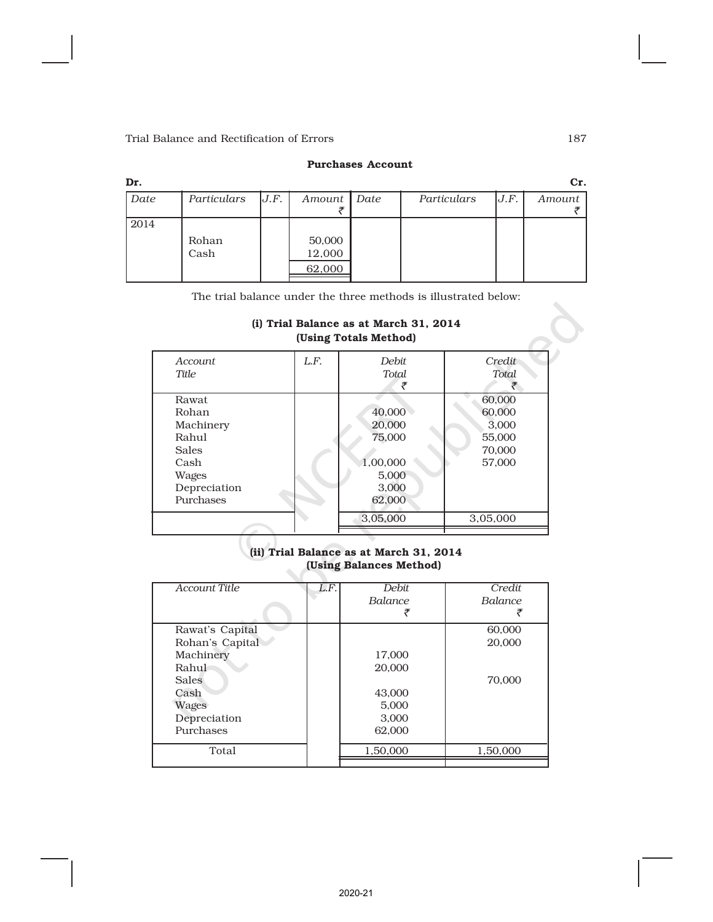**Purchases Account**

| Dr. | | | | | | | Cr. |
|---|---|---|---|---|---|---|---|
| *Date* | *Particulars* | *J.F.* | *Amount* ₹ | *Date* | *Particulars* | *J.F.* | *Amount* ₹ |
| 2014 | | | | | | | |
| | Rohan | | 50,000 | | | | |
| | Cash | | 12,000 | | | | |
| | | | 62,000 | | | | |

The trial balance under the three methods is illustrated below:

**(i) Trial Balance as at March 31, 2014**
**(Using Totals Method)**

| *Account Title* | *L.F.* | *Debit Total* ₹ | *Credit Total* ₹ |
|---|---|---|---|
| Rawat | | | 60,000 |
| Rohan | | 40,000 | 60,000 |
| Machinery | | 20,000 | 3,000 |
| Rahul | | 75,000 | 55,000 |
| Sales | | | 70,000 |
| Cash | | 1,00,000 | 57,000 |
| Wages | | 5,000 | |
| Depreciation | | 3,000 | |
| Purchases | | 62,000 | |
| | | 3,05,000 | 3,05,000 |

**(ii) Trial Balance as at March 31, 2014**
**(Using Balances Method)**

| *Account Title* | *L.F.* | *Debit Balance* ₹ | *Credit Balance* ₹ |
|---|---|---|---|
| Rawat's Capital | | | 60,000 |
| Rohan's Capital | | | 20,000 |
| Machinery | | 17,000 | |
| Rahul | | 20,000 | |
| Sales | | | 70,000 |
| Cash | | 43,000 | |
| Wages | | 5,000 | |
| Depreciation | | 3,000 | |
| Purchases | | 62,000 | |
| Total | | 1,50,000 | 1,50,000 |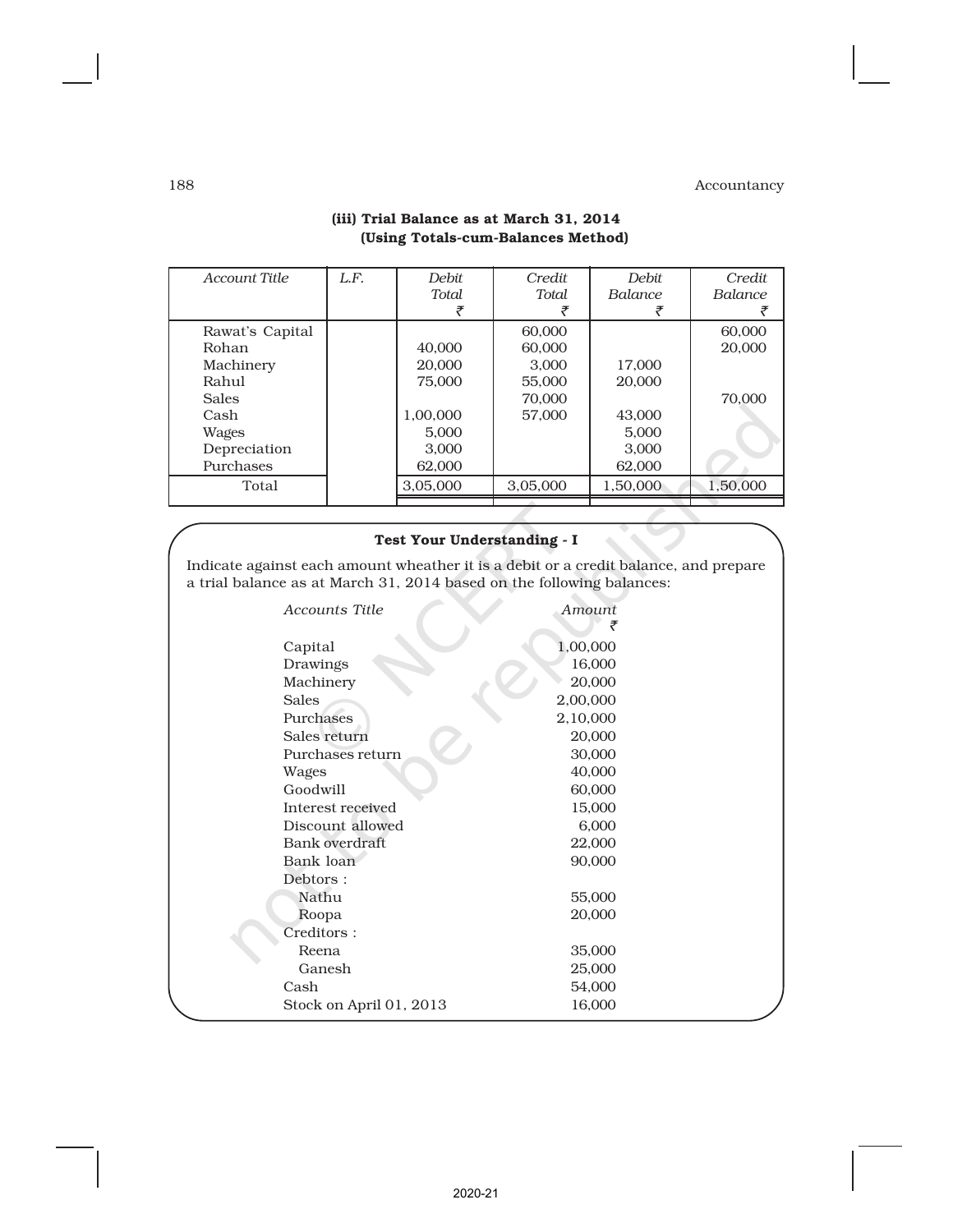### (iii) Trial Balance as at March 31, 2014 (Using Totals-cum-Balances Method)

| Account Title | L.F. | Debit Total ₹ | Credit Total ₹ | Debit Balance ₹ | Credit Balance ₹ |
|---|---|---|---|---|---|
| Rawat's Capital | | | 60,000 | | 60,000 |
| Rohan | | 40,000 | 60,000 | | 20,000 |
| Machinery | | 20,000 | 3,000 | 17,000 | |
| Rahul | | 75,000 | 55,000 | 20,000 | |
| Sales | | | 70,000 | | 70,000 |
| Cash | | 1,00,000 | 57,000 | 43,000 | |
| Wages | | 5,000 | | 5,000 | |
| Depreciation | | 3,000 | | 3,000 | |
| Purchases | | 62,000 | | 62,000 | |
| Total | | 3,05,000 | 3,05,000 | 1,50,000 | 1,50,000 |

**Test Your Understanding - I**

Indicate against each amount wheather it is a debit or a credit balance, and prepare a trial balance as at March 31, 2014 based on the following balances:

| Accounts Title | Amount ₹ |
|---|---|
| Capital | 1,00,000 |
| Drawings | 16,000 |
| Machinery | 20,000 |
| Sales | 2,00,000 |
| Purchases | 2,10,000 |
| Sales return | 20,000 |
| Purchases return | 30,000 |
| Wages | 40,000 |
| Goodwill | 60,000 |
| Interest received | 15,000 |
| Discount allowed | 6,000 |
| Bank overdraft | 22,000 |
| Bank loan | 90,000 |
| Debtors : | |
| Nathu | 55,000 |
| Roopa | 20,000 |
| Creditors : | |
| Reena | 35,000 |
| Ganesh | 25,000 |
| Cash | 54,000 |
| Stock on April 01, 2013 | 16,000 |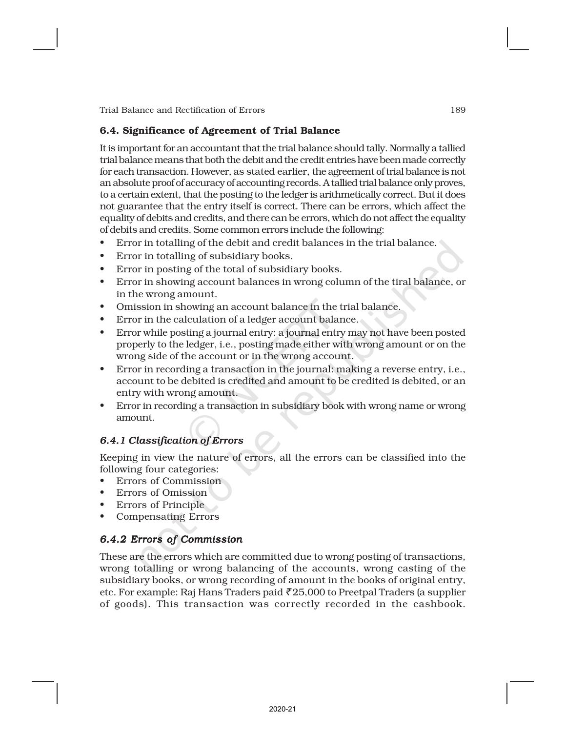## 6.4. Significance of Agreement of Trial Balance

It is important for an accountant that the trial balance should tally. Normally a tallied trial balance means that both the debit and the credit entries have been made correctly for each transaction. However, as stated earlier, the agreement of trial balance is not an absolute proof of accuracy of accounting records. A tallied trial balance only proves, to a certain extent, that the posting to the ledger is arithmetically correct. But it does not guarantee that the entry itself is correct. There can be errors, which affect the equality of debits and credits, and there can be errors, which do not affect the equality of debits and credits. Some common errors include the following:

- Error in totalling of the debit and credit balances in the trial balance.
- Error in totalling of subsidiary books.
- Error in posting of the total of subsidiary books.
- Error in showing account balances in wrong column of the tiral balance, or in the wrong amount.
- Omission in showing an account balance in the trial balance.
- Error in the calculation of a ledger account balance.
- Error while posting a journal entry: a journal entry may not have been posted properly to the ledger, i.e., posting made either with wrong amount or on the wrong side of the account or in the wrong account.
- Error in recording a transaction in the journal: making a reverse entry, i.e., account to be debited is credited and amount to be credited is debited, or an entry with wrong amount.
- Error in recording a transaction in subsidiary book with wrong name or wrong amount.

### *6.4.1 Classification of Errors*

Keeping in view the nature of errors, all the errors can be classified into the following four categories:

- Errors of Commission
- Errors of Omission
- Errors of Principle
- Compensating Errors

### *6.4.2 Errors of Commission*

These are the errors which are committed due to wrong posting of transactions, wrong totalling or wrong balancing of the accounts, wrong casting of the subsidiary books, or wrong recording of amount in the books of original entry, etc. For example: Raj Hans Traders paid ₹25,000 to Preetpal Traders (a supplier of goods). This transaction was correctly recorded in the cashbook.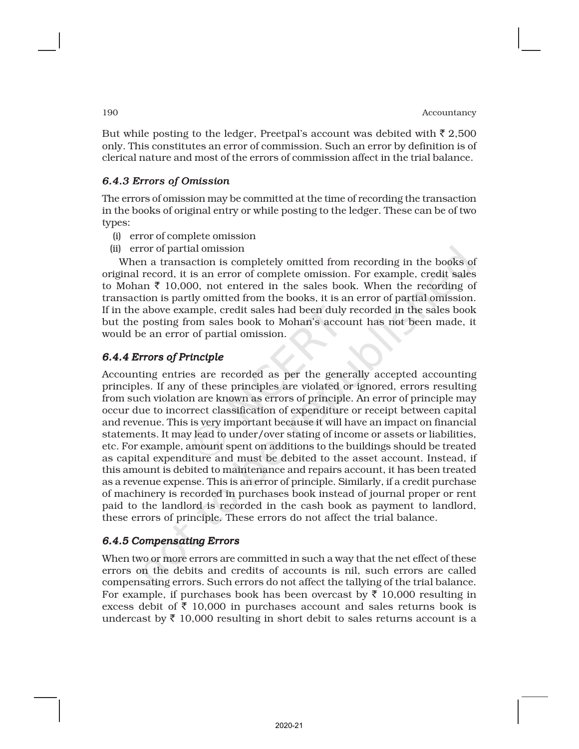But while posting to the ledger, Preetpal's account was debited with ₹ 2,500 only. This constitutes an error of commission. Such an error by definition is of clerical nature and most of the errors of commission affect in the trial balance.

### *6.4.3 Errors of Omission*

The errors of omission may be committed at the time of recording the transaction in the books of original entry or while posting to the ledger. These can be of two types:

(i) error of complete omission

(ii) error of partial omission

When a transaction is completely omitted from recording in the books of original record, it is an error of complete omission. For example, credit sales to Mohan ₹ 10,000, not entered in the sales book. When the recording of transaction is partly omitted from the books, it is an error of partial omission. If in the above example, credit sales had been duly recorded in the sales book but the posting from sales book to Mohan's account has not been made, it would be an error of partial omission.

### *6.4.4 Errors of Principle*

Accounting entries are recorded as per the generally accepted accounting principles. If any of these principles are violated or ignored, errors resulting from such violation are known as errors of principle. An error of principle may occur due to incorrect classification of expenditure or receipt between capital and revenue. This is very important because it will have an impact on financial statements. It may lead to under/over stating of income or assets or liabilities, etc. For example, amount spent on additions to the buildings should be treated as capital expenditure and must be debited to the asset account. Instead, if this amount is debited to maintenance and repairs account, it has been treated as a revenue expense. This is an error of principle. Similarly, if a credit purchase of machinery is recorded in purchases book instead of journal proper or rent paid to the landlord is recorded in the cash book as payment to landlord, these errors of principle. These errors do not affect the trial balance.

### *6.4.5 Compensating Errors*

When two or more errors are committed in such a way that the net effect of these errors on the debits and credits of accounts is nil, such errors are called compensating errors. Such errors do not affect the tallying of the trial balance. For example, if purchases book has been overcast by ₹ 10,000 resulting in excess debit of ₹ 10,000 in purchases account and sales returns book is undercast by ₹ 10,000 resulting in short debit to sales returns account is a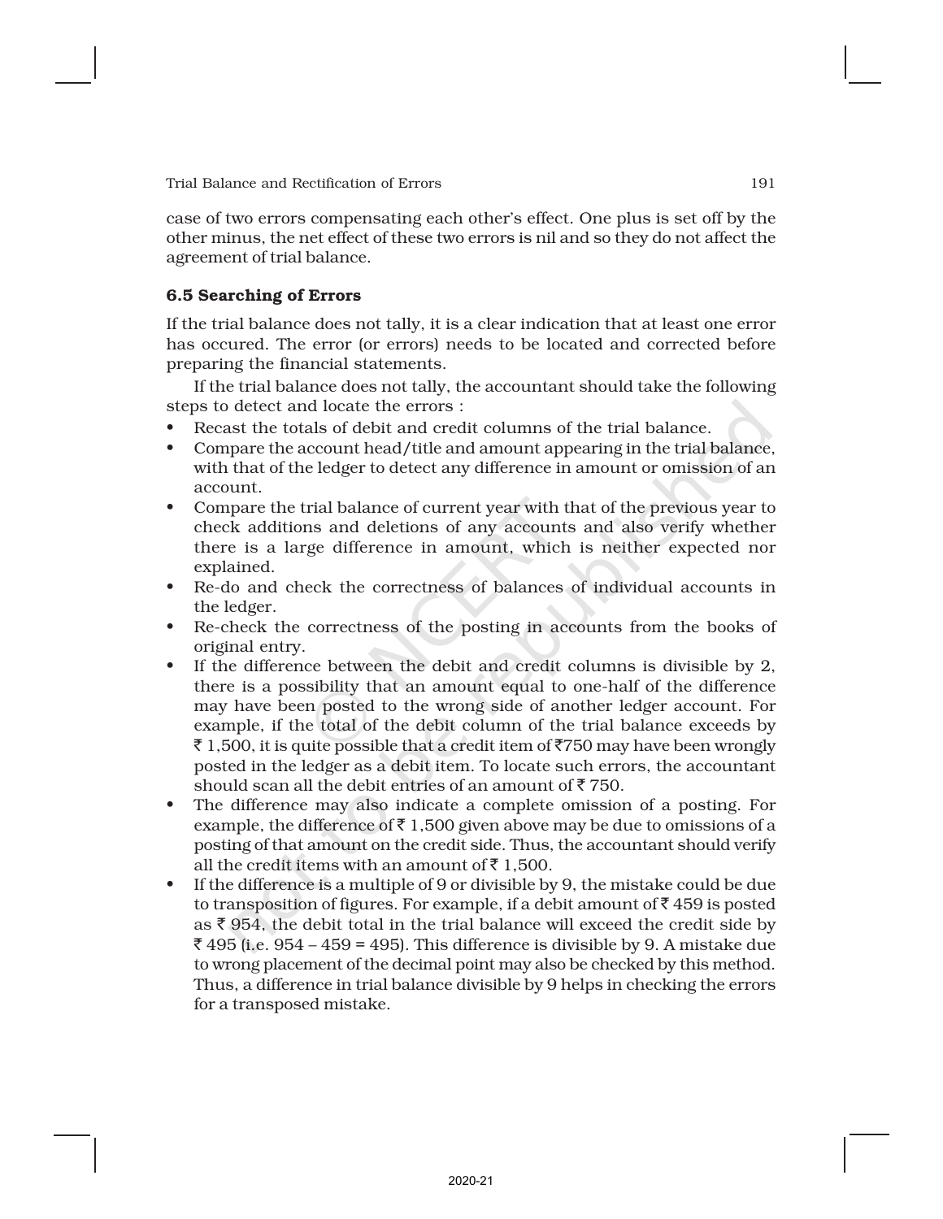case of two errors compensating each other's effect. One plus is set off by the other minus, the net effect of these two errors is nil and so they do not affect the agreement of trial balance.

### 6.5 Searching of Errors

If the trial balance does not tally, it is a clear indication that at least one error has occured. The error (or errors) needs to be located and corrected before preparing the financial statements.

If the trial balance does not tally, the accountant should take the following steps to detect and locate the errors :

- Recast the totals of debit and credit columns of the trial balance.
- Compare the account head/title and amount appearing in the trial balance, with that of the ledger to detect any difference in amount or omission of an account.
- Compare the trial balance of current year with that of the previous year to check additions and deletions of any accounts and also verify whether there is a large difference in amount, which is neither expected nor explained.
- Re-do and check the correctness of balances of individual accounts in the ledger.
- Re-check the correctness of the posting in accounts from the books of original entry.
- If the difference between the debit and credit columns is divisible by 2, there is a possibility that an amount equal to one-half of the difference may have been posted to the wrong side of another ledger account. For example, if the total of the debit column of the trial balance exceeds by ₹ 1,500, it is quite possible that a credit item of ₹750 may have been wrongly posted in the ledger as a debit item. To locate such errors, the accountant should scan all the debit entries of an amount of ₹ 750.
- The difference may also indicate a complete omission of a posting. For example, the difference of ₹ 1,500 given above may be due to omissions of a posting of that amount on the credit side. Thus, the accountant should verify all the credit items with an amount of ₹ 1,500.
- If the difference is a multiple of 9 or divisible by 9, the mistake could be due to transposition of figures. For example, if a debit amount of ₹ 459 is posted as ₹ 954, the debit total in the trial balance will exceed the credit side by ₹ 495 (i.e. 954 – 459 = 495). This difference is divisible by 9. A mistake due to wrong placement of the decimal point may also be checked by this method. Thus, a difference in trial balance divisible by 9 helps in checking the errors for a transposed mistake.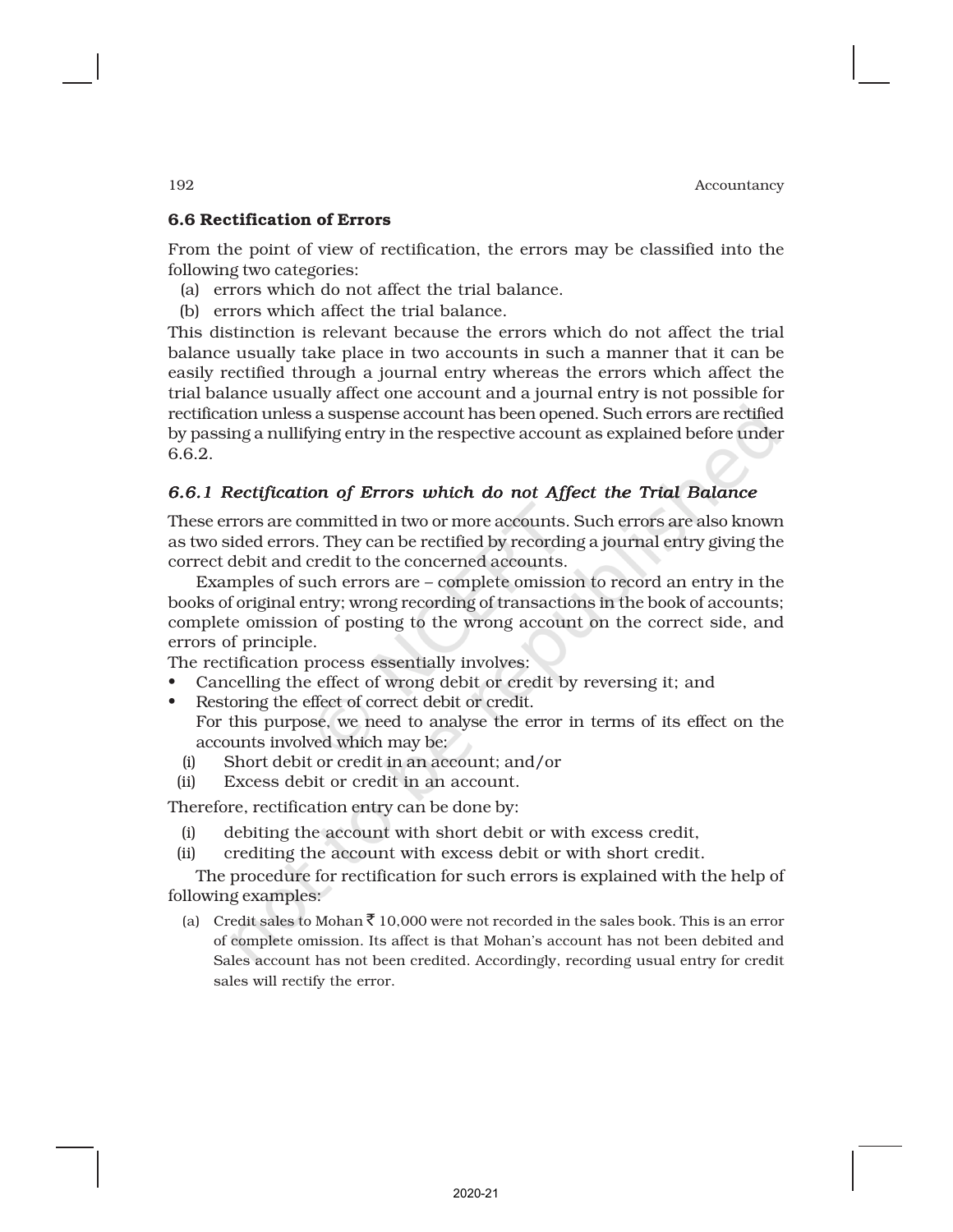## 6.6 Rectification of Errors

From the point of view of rectification, the errors may be classified into the following two categories:

(a) errors which do not affect the trial balance.

(b) errors which affect the trial balance.

This distinction is relevant because the errors which do not affect the trial balance usually take place in two accounts in such a manner that it can be easily rectified through a journal entry whereas the errors which affect the trial balance usually affect one account and a journal entry is not possible for rectification unless a suspense account has been opened. Such errors are rectified by passing a nullifying entry in the respective account as explained before under 6.6.2.

### *6.6.1 Rectification of Errors which do not Affect the Trial Balance*

These errors are committed in two or more accounts. Such errors are also known as two sided errors. They can be rectified by recording a journal entry giving the correct debit and credit to the concerned accounts.

Examples of such errors are – complete omission to record an entry in the books of original entry; wrong recording of transactions in the book of accounts; complete omission of posting to the wrong account on the correct side, and errors of principle.

The rectification process essentially involves:

- Cancelling the effect of wrong debit or credit by reversing it; and
- Restoring the effect of correct debit or credit.

  For this purpose, we need to analyse the error in terms of its effect on the accounts involved which may be:

  (i) Short debit or credit in an account; and/or

  (ii) Excess debit or credit in an account.

Therefore, rectification entry can be done by:

(i) debiting the account with short debit or with excess credit,

(ii) crediting the account with excess debit or with short credit.

The procedure for rectification for such errors is explained with the help of following examples:

(a) Credit sales to Mohan ₹ 10,000 were not recorded in the sales book. This is an error of complete omission. Its affect is that Mohan's account has not been debited and Sales account has not been credited. Accordingly, recording usual entry for credit sales will rectify the error.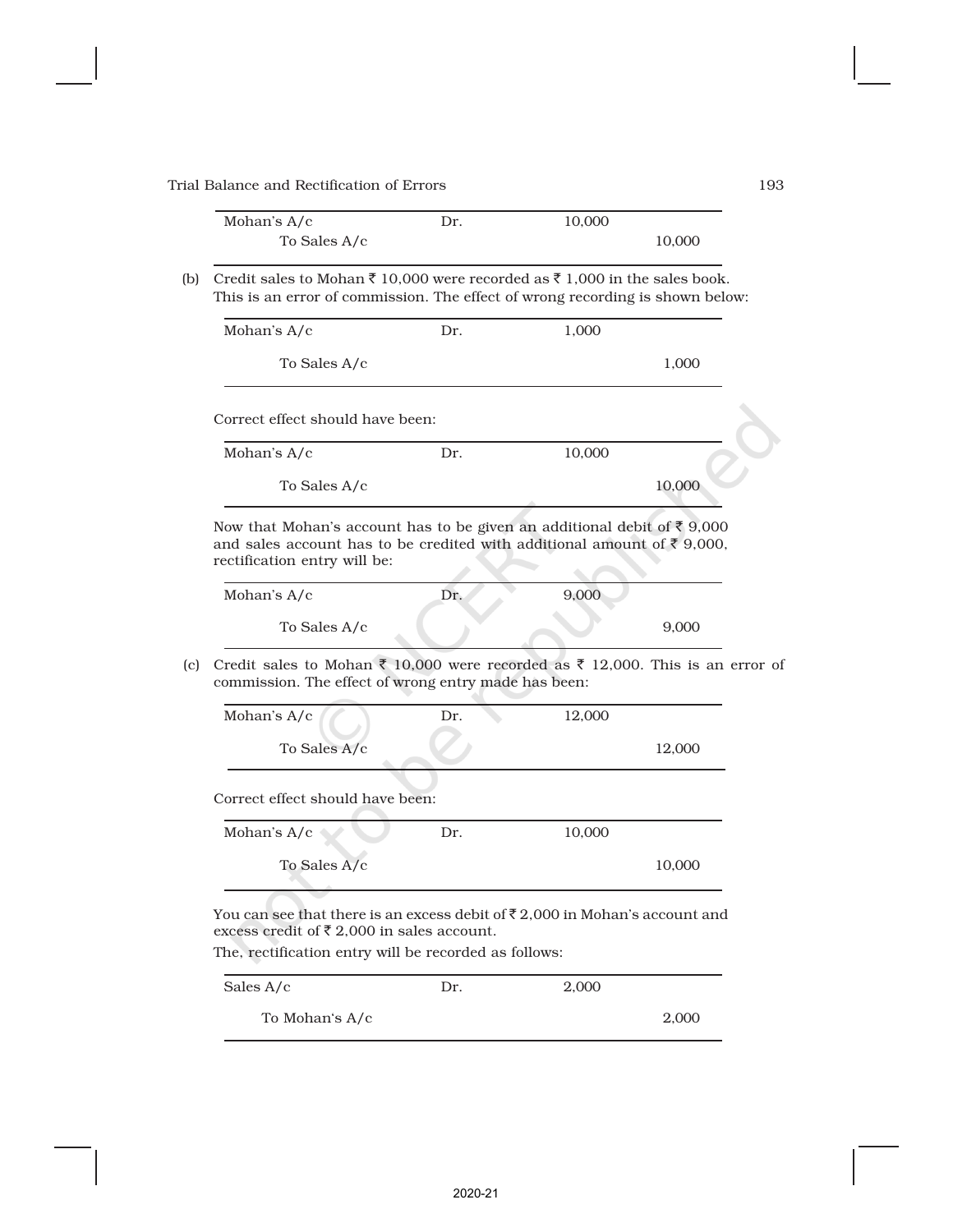| | | | |
|---|---|---|---|
| Mohan's A/c | Dr. | 10,000 | |
| To Sales A/c | | | 10,000 |

(b) Credit sales to Mohan ₹ 10,000 were recorded as ₹ 1,000 in the sales book. This is an error of commission. The effect of wrong recording is shown below:

| | | | |
|---|---|---|---|
| Mohan's A/c | Dr. | 1,000 | |
| To Sales A/c | | | 1,000 |

Correct effect should have been:

| | | | |
|---|---|---|---|
| Mohan's A/c | Dr. | 10,000 | |
| To Sales A/c | | | 10,000 |

Now that Mohan's account has to be given an additional debit of ₹ 9,000 and sales account has to be credited with additional amount of ₹ 9,000, rectification entry will be:

| | | | |
|---|---|---|---|
| Mohan's A/c | Dr. | 9,000 | |
| To Sales A/c | | | 9,000 |

(c) Credit sales to Mohan ₹ 10,000 were recorded as ₹ 12,000. This is an error of commission. The effect of wrong entry made has been:

| | | | |
|---|---|---|---|
| Mohan's A/c | Dr. | 12,000 | |
| To Sales A/c | | | 12,000 |

Correct effect should have been:

| | | | |
|---|---|---|---|
| Mohan's A/c | Dr. | 10,000 | |
| To Sales A/c | | | 10,000 |

You can see that there is an excess debit of ₹ 2,000 in Mohan's account and excess credit of ₹ 2,000 in sales account.

The, rectification entry will be recorded as follows:

| | | | |
|---|---|---|---|
| Sales A/c | Dr. | 2,000 | |
| To Mohan's A/c | | | 2,000 |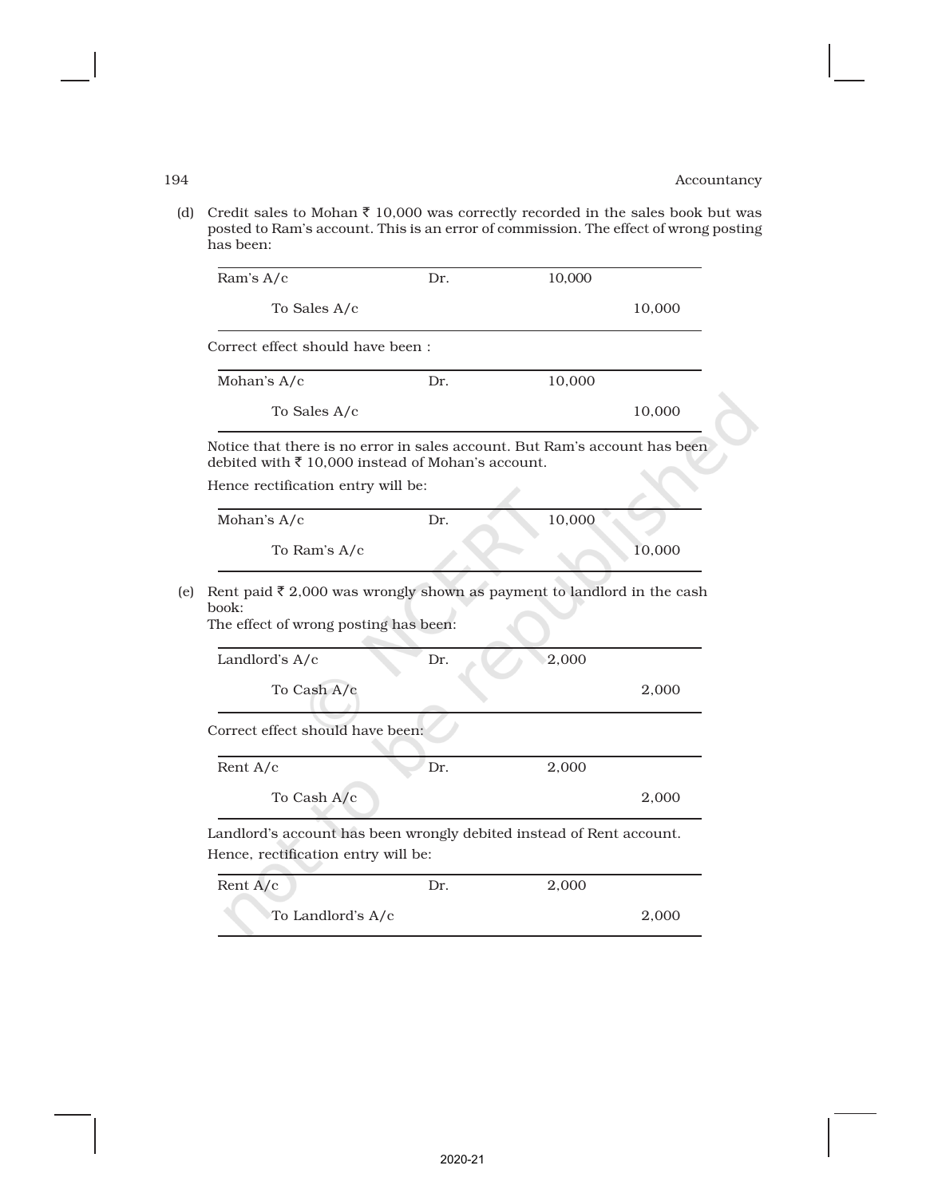(d) Credit sales to Mohan ₹ 10,000 was correctly recorded in the sales book but was posted to Ram's account. This is an error of commission. The effect of wrong posting has been:

| | | | |
|---|---|---|---|
| Ram's A/c | Dr. | 10,000 | |
| To Sales A/c | | | 10,000 |

Correct effect should have been :

| | | | |
|---|---|---|---|
| Mohan's A/c | Dr. | 10,000 | |
| To Sales A/c | | | 10,000 |

Notice that there is no error in sales account. But Ram's account has been debited with ₹ 10,000 instead of Mohan's account.

Hence rectification entry will be:

| | | | |
|---|---|---|---|
| Mohan's A/c | Dr. | 10,000 | |
| To Ram's A/c | | | 10,000 |

(e) Rent paid ₹ 2,000 was wrongly shown as payment to landlord in the cash book:
The effect of wrong posting has been:

| | | | |
|---|---|---|---|
| Landlord's A/c | Dr. | 2,000 | |
| To Cash A/c | | | 2,000 |

Correct effect should have been:

| | | | |
|---|---|---|---|
| Rent A/c | Dr. | 2,000 | |
| To Cash A/c | | | 2,000 |

Landlord's account has been wrongly debited instead of Rent account.
Hence, rectification entry will be:

| | | | |
|---|---|---|---|
| Rent A/c | Dr. | 2,000 | |
| To Landlord's A/c | | | 2,000 |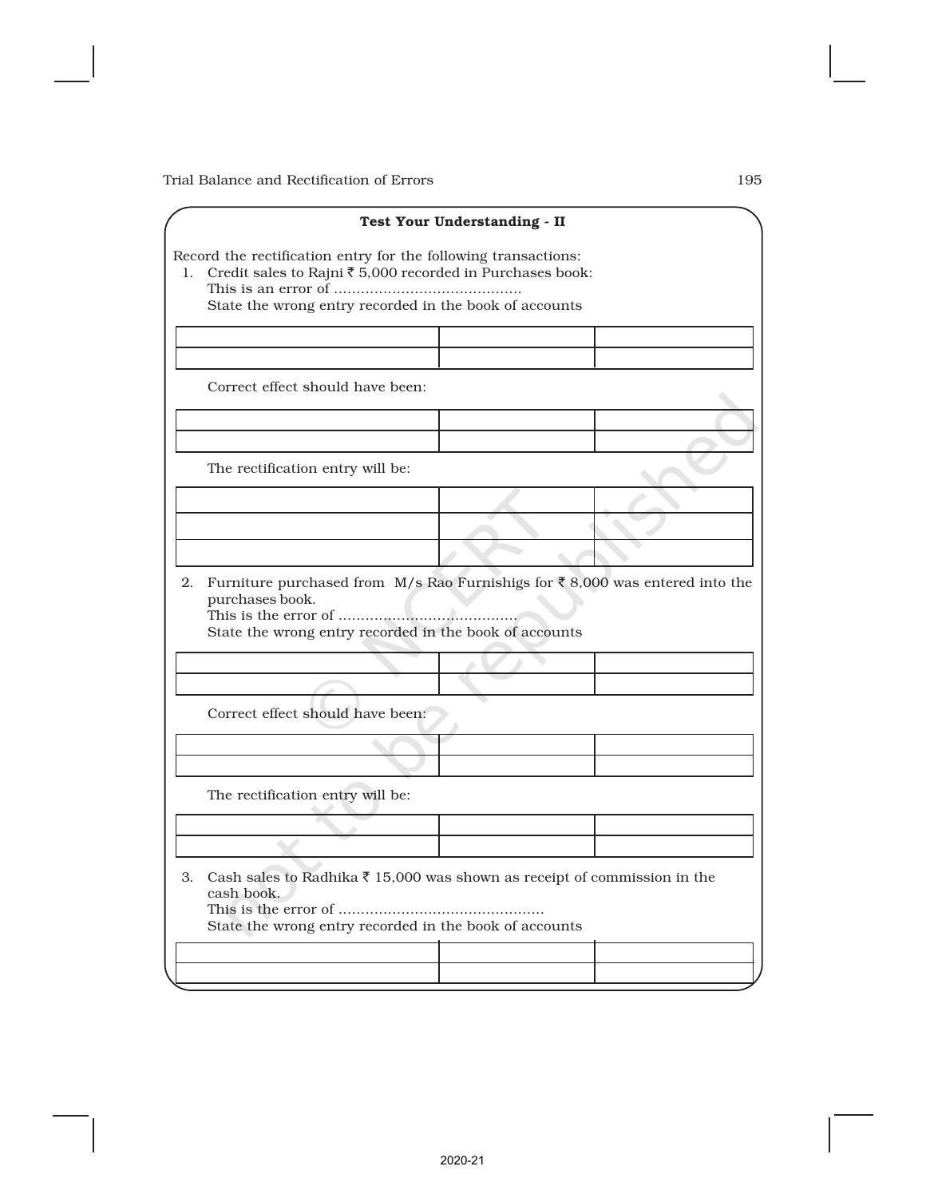### Test Your Understanding - II

Record the rectification entry for the following transactions:

1. Credit sales to Rajni ₹ 5,000 recorded in Purchases book:
   This is an error of ..........................................
   State the wrong entry recorded in the book of accounts

| | | |
|---|---|---|
| | | |

   Correct effect should have been:

| | | |
|---|---|---|
| | | |

   The rectification entry will be:

| | | |
|---|---|---|
| | | |
| | | |

2. Furniture purchased from M/s Rao Furnishigs for ₹ 8,000 was entered into the purchases book.
   This is the error of ........................................
   State the wrong entry recorded in the book of accounts

| | | |
|---|---|---|
| | | |

   Correct effect should have been:

| | | |
|---|---|---|
| | | |

   The rectification entry will be:

| | | |
|---|---|---|
| | | |

3. Cash sales to Radhika ₹ 15,000 was shown as receipt of commission in the cash book.
   This is the error of .............................................
   State the wrong entry recorded in the book of accounts

| | | |
|---|---|---|
| | | |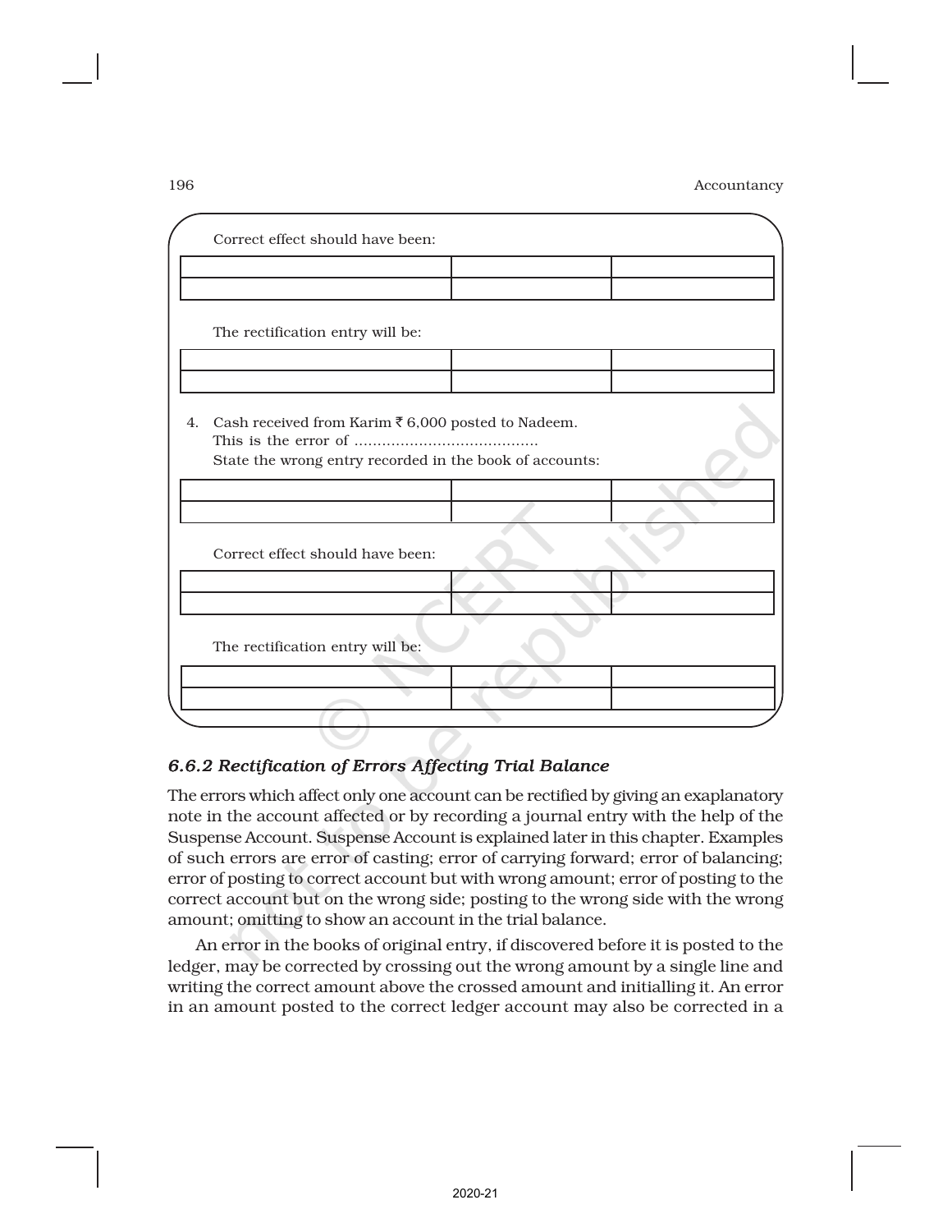Correct effect should have been:

| | | |
|---|---|---|
| | | |
| | | |

The rectification entry will be:

| | | |
|---|---|---|
| | | |
| | | |

4. Cash received from Karim ₹ 6,000 posted to Nadeem.
   This is the error of ........................................
   State the wrong entry recorded in the book of accounts:

| | | |
|---|---|---|
| | | |
| | | |

Correct effect should have been:

| | | |
|---|---|---|
| | | |
| | | |

The rectification entry will be:

| | | |
|---|---|---|
| | | |
| | | |

### *6.6.2 Rectification of Errors Affecting Trial Balance*

The errors which affect only one account can be rectified by giving an exaplanatory note in the account affected or by recording a journal entry with the help of the Suspense Account. Suspense Account is explained later in this chapter. Examples of such errors are error of casting; error of carrying forward; error of balancing; error of posting to correct account but with wrong amount; error of posting to the correct account but on the wrong side; posting to the wrong side with the wrong amount; omitting to show an account in the trial balance.

An error in the books of original entry, if discovered before it is posted to the ledger, may be corrected by crossing out the wrong amount by a single line and writing the correct amount above the crossed amount and initialling it. An error in an amount posted to the correct ledger account may also be corrected in a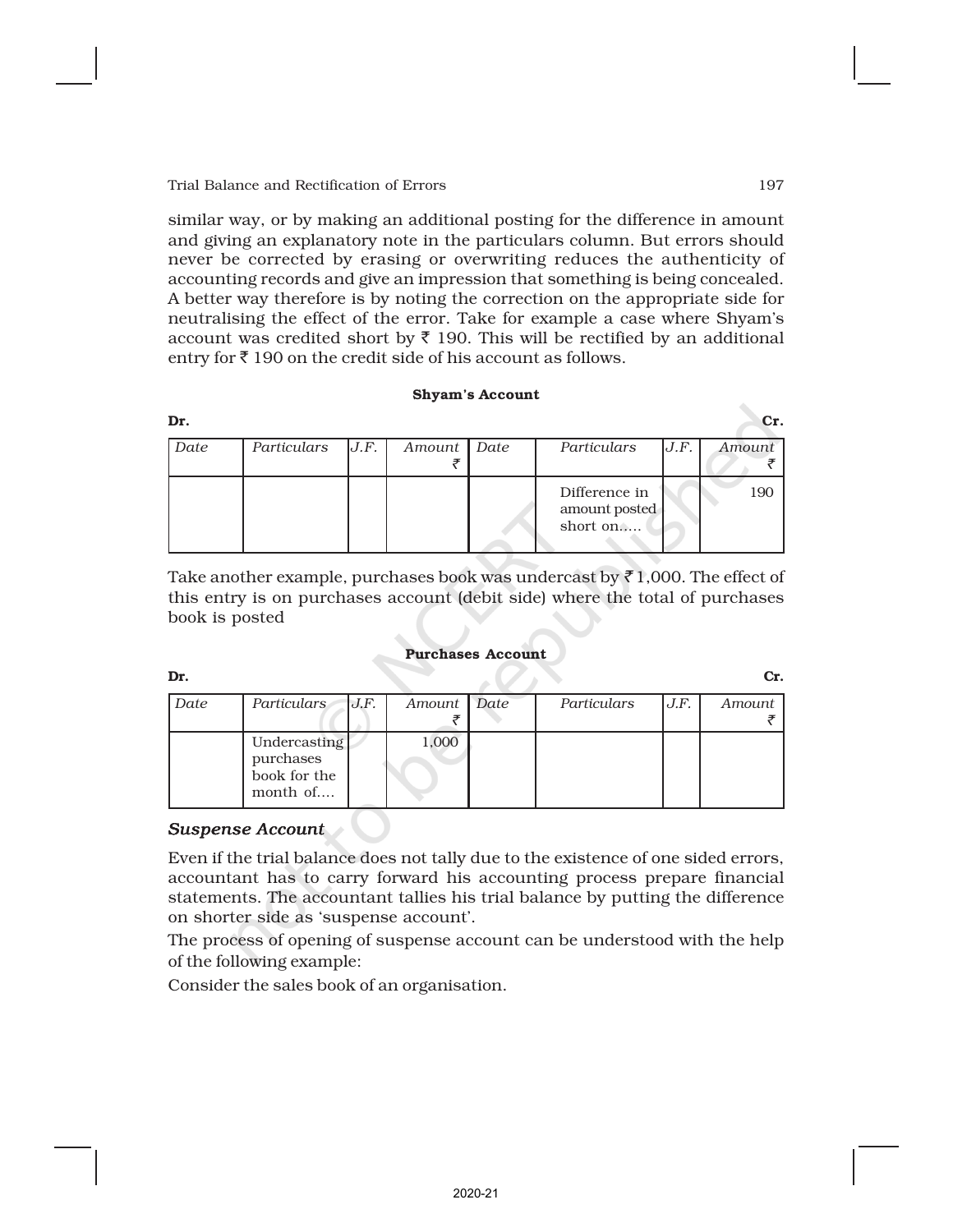similar way, or by making an additional posting for the difference in amount and giving an explanatory note in the particulars column. But errors should never be corrected by erasing or overwriting reduces the authenticity of accounting records and give an impression that something is being concealed. A better way therefore is by noting the correction on the appropriate side for neutralising the effect of the error. Take for example a case where Shyam's account was credited short by ₹ 190. This will be rectified by an additional entry for ₹ 190 on the credit side of his account as follows.

**Shyam's Account**

**Dr.** **Cr.**

| *Date* | *Particulars* | *J.F.* | *Amount* ₹ | *Date* | *Particulars* | *J.F.* | *Amount* ₹ |
|---|---|---|---|---|---|---|---|
| | | | | | Difference in amount posted short on..... | | 190 |

Take another example, purchases book was undercast by ₹ 1,000. The effect of this entry is on purchases account (debit side) where the total of purchases book is posted

**Purchases Account**

**Dr.** **Cr.**

| *Date* | *Particulars* | *J.F.* | *Amount* ₹ | *Date* | *Particulars* | *J.F.* | *Amount* ₹ |
|---|---|---|---|---|---|---|---|
| | Undercasting purchases book for the month of.... | | 1,000 | | | | |

### *Suspense Account*

Even if the trial balance does not tally due to the existence of one sided errors, accountant has to carry forward his accounting process prepare financial statements. The accountant tallies his trial balance by putting the difference on shorter side as 'suspense account'.

The process of opening of suspense account can be understood with the help of the following example:

Consider the sales book of an organisation.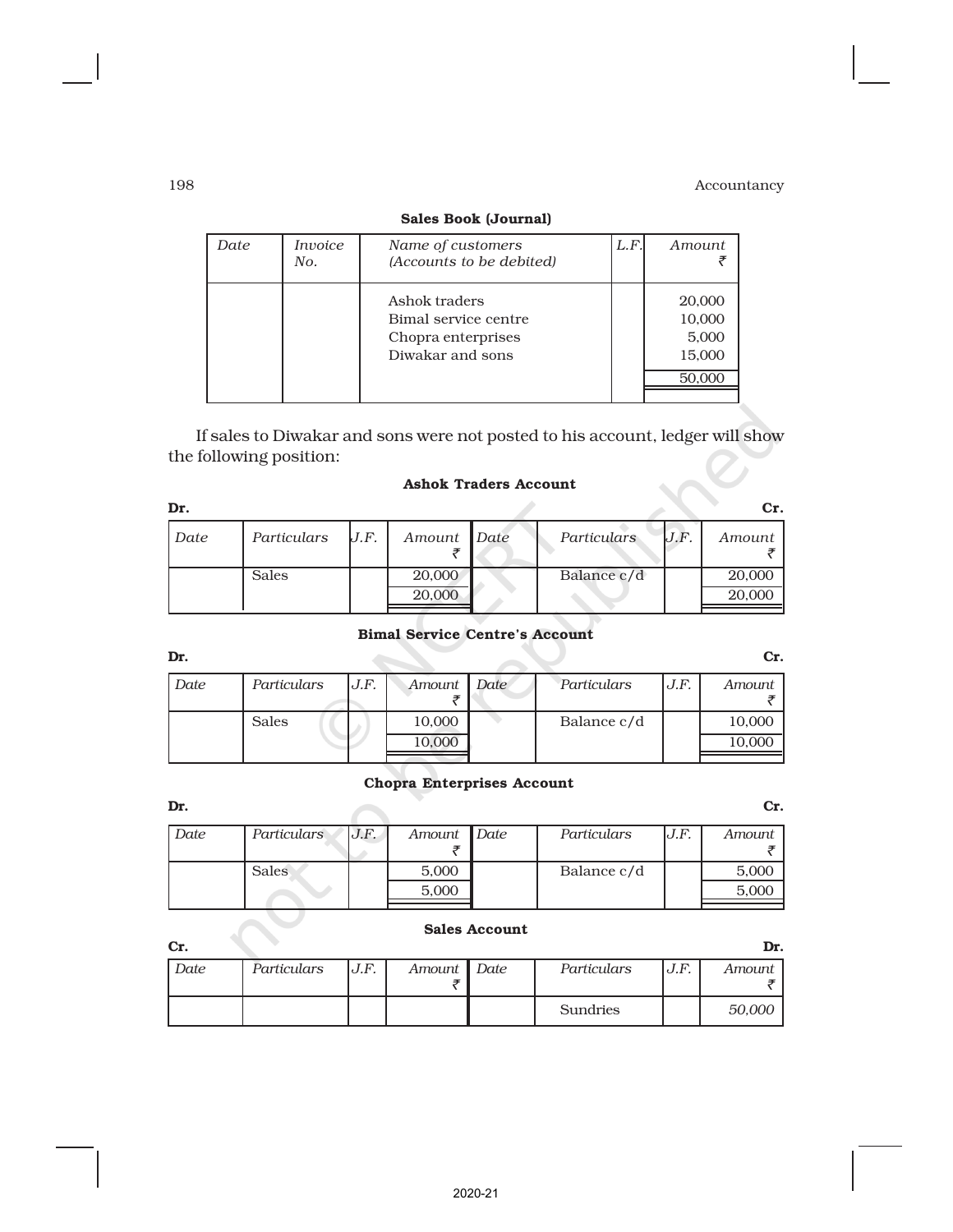**Sales Book (Journal)**

| *Date* | *Invoice No.* | *Name of customers (Accounts to be debited)* | *L.F.* | *Amount* ₹ |
|---|---|---|---|---|
| | | Ashok traders | | 20,000 |
| | | Bimal service centre | | 10,000 |
| | | Chopra enterprises | | 5,000 |
| | | Diwakar and sons | | 15,000 |
| | | | | 50,000 |

If sales to Diwakar and sons were not posted to his account, ledger will show the following position:

**Ashok Traders Account**

**Dr.** **Cr.**

| *Date* | *Particulars* | *J.F.* | *Amount* ₹ | *Date* | *Particulars* | *J.F.* | *Amount* ₹ |
|---|---|---|---|---|---|---|---|
| | Sales | | 20,000 | | Balance c/d | | 20,000 |
| | | | 20,000 | | | | 20,000 |

**Bimal Service Centre's Account**

**Dr.** **Cr.**

| *Date* | *Particulars* | *J.F.* | *Amount* ₹ | *Date* | *Particulars* | *J.F.* | *Amount* ₹ |
|---|---|---|---|---|---|---|---|
| | Sales | | 10,000 | | Balance c/d | | 10,000 |
| | | | 10,000 | | | | 10,000 |

**Chopra Enterprises Account**

**Dr.** **Cr.**

| *Date* | *Particulars* | *J.F.* | *Amount* ₹ | *Date* | *Particulars* | *J.F.* | *Amount* ₹ |
|---|---|---|---|---|---|---|---|
| | Sales | | 5,000 | | Balance c/d | | 5,000 |
| | | | 5,000 | | | | 5,000 |

**Sales Account**

**Cr.** **Dr.**

| *Date* | *Particulars* | *J.F.* | *Amount* ₹ | *Date* | *Particulars* | *J.F.* | *Amount* ₹ |
|---|---|---|---|---|---|---|---|
| | | | | | Sundries | | *50,000* |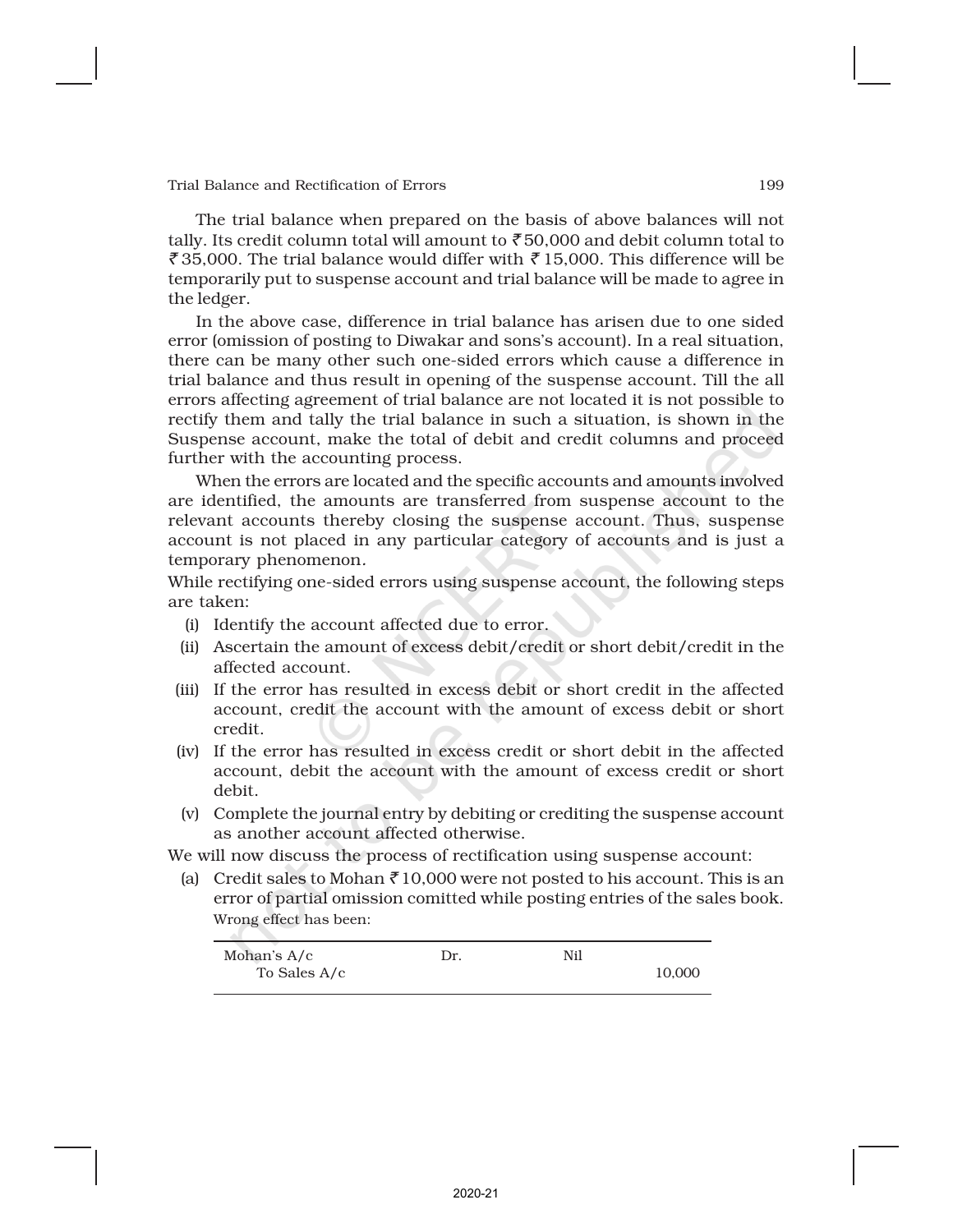The trial balance when prepared on the basis of above balances will not tally. Its credit column total will amount to ₹ 50,000 and debit column total to ₹ 35,000. The trial balance would differ with ₹ 15,000. This difference will be temporarily put to suspense account and trial balance will be made to agree in the ledger.

In the above case, difference in trial balance has arisen due to one sided error (omission of posting to Diwakar and sons's account). In a real situation, there can be many other such one-sided errors which cause a difference in trial balance and thus result in opening of the suspense account. Till the all errors affecting agreement of trial balance are not located it is not possible to rectify them and tally the trial balance in such a situation, is shown in the Suspense account, make the total of debit and credit columns and proceed further with the accounting process.

When the errors are located and the specific accounts and amounts involved are identified, the amounts are transferred from suspense account to the relevant accounts thereby closing the suspense account. Thus, suspense account is not placed in any particular category of accounts and is just a temporary phenomenon.

While rectifying one-sided errors using suspense account, the following steps are taken:

(i) Identify the account affected due to error.

(ii) Ascertain the amount of excess debit/credit or short debit/credit in the affected account.

(iii) If the error has resulted in excess debit or short credit in the affected account, credit the account with the amount of excess debit or short credit.

(iv) If the error has resulted in excess credit or short debit in the affected account, debit the account with the amount of excess credit or short debit.

(v) Complete the journal entry by debiting or crediting the suspense account as another account affected otherwise.

We will now discuss the process of rectification using suspense account:

(a) Credit sales to Mohan ₹ 10,000 were not posted to his account. This is an error of partial omission comitted while posting entries of the sales book.

Wrong effect has been:

| | | | |
|---|---|---|---|
| Mohan's A/c | Dr. | Nil | |
| To Sales A/c | | | 10,000 |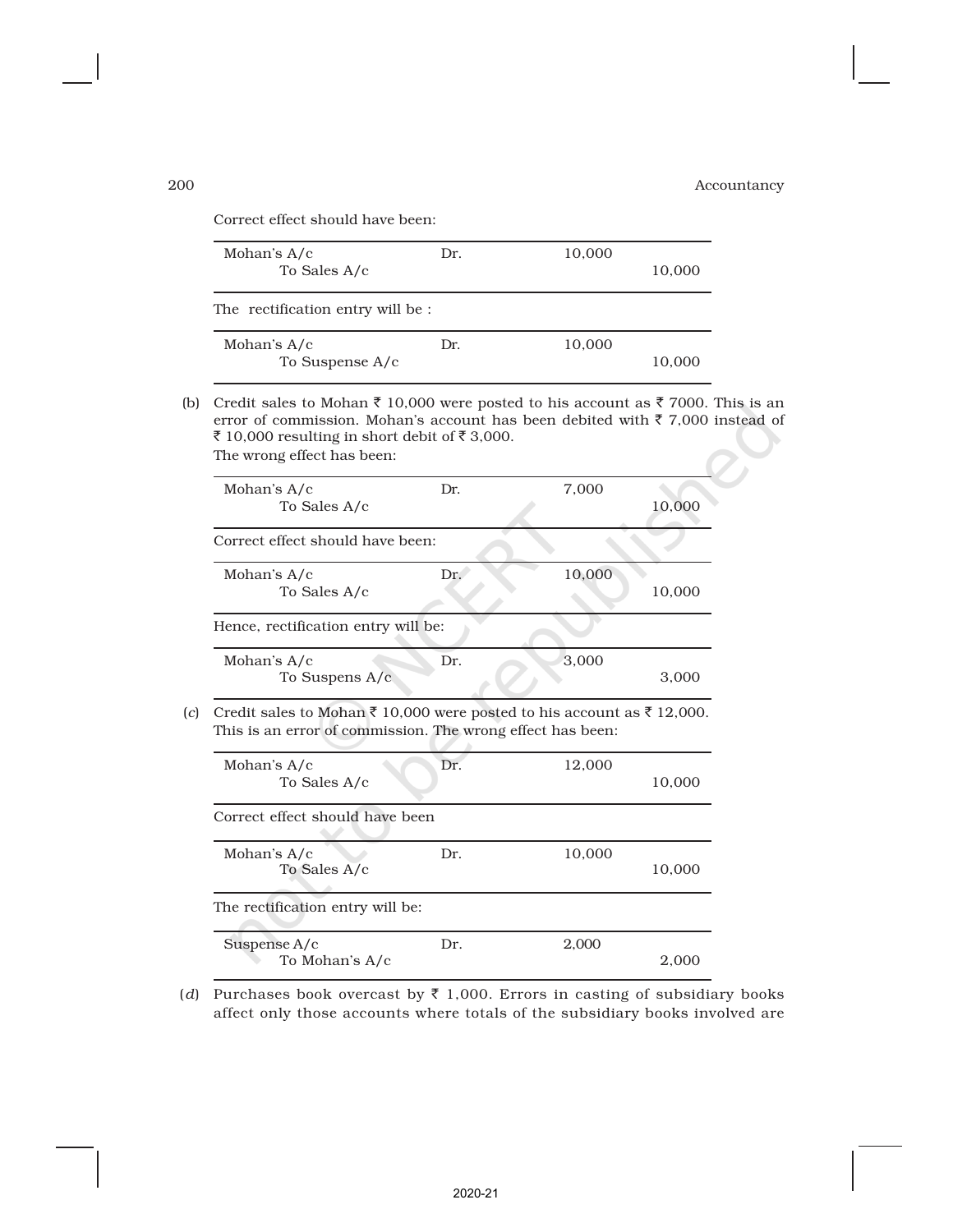Correct effect should have been:

| | | | |
|---|---|---|---|
| Mohan's A/c | Dr. | 10,000 | |
| To Sales A/c | | | 10,000 |

The rectification entry will be :

| | | | |
|---|---|---|---|
| Mohan's A/c | Dr. | 10,000 | |
| To Suspense A/c | | | 10,000 |

(b) Credit sales to Mohan ₹ 10,000 were posted to his account as ₹ 7000. This is an error of commission. Mohan's account has been debited with ₹ 7,000 instead of ₹ 10,000 resulting in short debit of ₹ 3,000.

The wrong effect has been:

| | | | |
|---|---|---|---|
| Mohan's A/c | Dr. | 7,000 | |
| To Sales A/c | | | 10,000 |

Correct effect should have been:

| | | | |
|---|---|---|---|
| Mohan's A/c | Dr. | 10,000 | |
| To Sales A/c | | | 10,000 |

Hence, rectification entry will be:

| | | | |
|---|---|---|---|
| Mohan's A/c | Dr. | 3,000 | |
| To Suspens A/c | | | 3,000 |

(c) Credit sales to Mohan ₹ 10,000 were posted to his account as ₹ 12,000. This is an error of commission. The wrong effect has been:

| | | | |
|---|---|---|---|
| Mohan's A/c | Dr. | 12,000 | |
| To Sales A/c | | | 10,000 |

Correct effect should have been

| | | | |
|---|---|---|---|
| Mohan's A/c | Dr. | 10,000 | |
| To Sales A/c | | | 10,000 |

The rectification entry will be:

| | | | |
|---|---|---|---|
| Suspense A/c | Dr. | 2,000 | |
| To Mohan's A/c | | | 2,000 |

(d) Purchases book overcast by ₹ 1,000. Errors in casting of subsidiary books affect only those accounts where totals of the subsidiary books involved are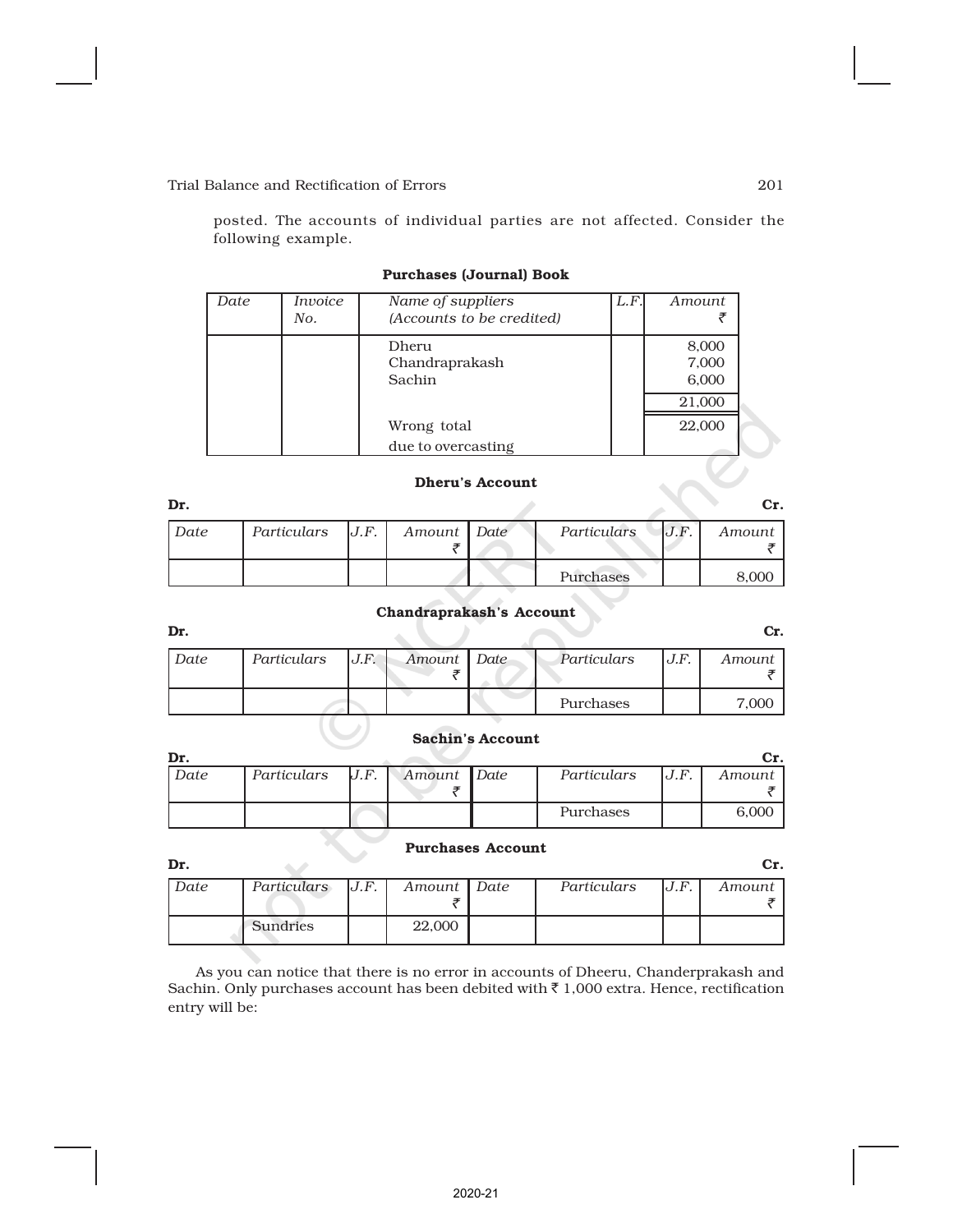posted. The accounts of individual parties are not affected. Consider the following example.

**Purchases (Journal) Book**

| *Date* | *Invoice No.* | *Name of suppliers (Accounts to be credited)* | *L.F.* | *Amount* ₹ |
|---|---|---|---|---|
| | | Dheru | | 8,000 |
| | | Chandraprakash | | 7,000 |
| | | Sachin | | 6,000 |
| | | | | 21,000 |
| | | Wrong total due to overcasting | | 22,000 |

**Dheru's Account**

**Dr.** **Cr.**

| *Date* | *Particulars* | *J.F.* | *Amount* ₹ | *Date* | *Particulars* | *J.F.* | *Amount* ₹ |
|---|---|---|---|---|---|---|---|
| | | | | | Purchases | | 8,000 |

**Chandraprakash's Account**

**Dr.** **Cr.**

| *Date* | *Particulars* | *J.F.* | *Amount* ₹ | *Date* | *Particulars* | *J.F.* | *Amount* ₹ |
|---|---|---|---|---|---|---|---|
| | | | | | Purchases | | 7,000 |

**Sachin's Account**

**Dr.** **Cr.**

| *Date* | *Particulars* | *J.F.* | *Amount* ₹ | *Date* | *Particulars* | *J.F.* | *Amount* ₹ |
|---|---|---|---|---|---|---|---|
| | | | | | Purchases | | 6,000 |

**Purchases Account**

**Dr.** **Cr.**

| *Date* | *Particulars* | *J.F.* | *Amount* ₹ | *Date* | *Particulars* | *J.F.* | *Amount* ₹ |
|---|---|---|---|---|---|---|---|
| | Sundries | | 22,000 | | | | |

As you can notice that there is no error in accounts of Dheeru, Chanderprakash and Sachin. Only purchases account has been debited with ₹ 1,000 extra. Hence, rectification entry will be: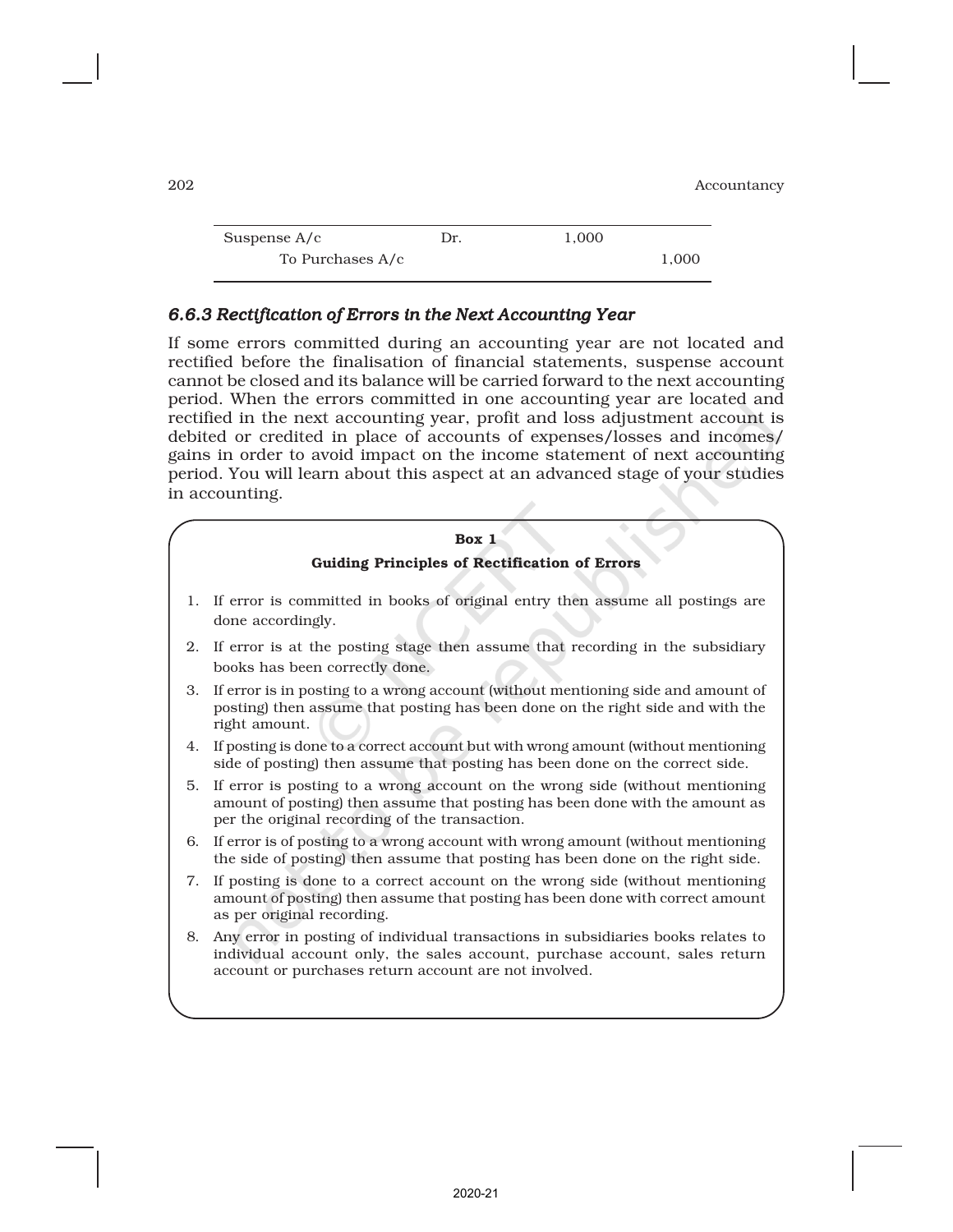| | | | |
|---|---|---|---|
| Suspense A/c | Dr. | 1,000 | |
| To Purchases A/c | | | 1,000 |

### *6.6.3 Rectification of Errors in the Next Accounting Year*

If some errors committed during an accounting year are not located and rectified before the finalisation of financial statements, suspense account cannot be closed and its balance will be carried forward to the next accounting period. When the errors committed in one accounting year are located and rectified in the next accounting year, profit and loss adjustment account is debited or credited in place of accounts of expenses/losses and incomes/gains in order to avoid impact on the income statement of next accounting period. You will learn about this aspect at an advanced stage of your studies in accounting.

**Box 1**

**Guiding Principles of Rectification of Errors**

1. If error is committed in books of original entry then assume all postings are done accordingly.
2. If error is at the posting stage then assume that recording in the subsidiary books has been correctly done.
3. If error is in posting to a wrong account (without mentioning side and amount of posting) then assume that posting has been done on the right side and with the right amount.
4. If posting is done to a correct account but with wrong amount (without mentioning side of posting) then assume that posting has been done on the correct side.
5. If error is posting to a wrong account on the wrong side (without mentioning amount of posting) then assume that posting has been done with the amount as per the original recording of the transaction.
6. If error is of posting to a wrong account with wrong amount (without mentioning the side of posting) then assume that posting has been done on the right side.
7. If posting is done to a correct account on the wrong side (without mentioning amount of posting) then assume that posting has been done with correct amount as per original recording.
8. Any error in posting of individual transactions in subsidiaries books relates to individual account only, the sales account, purchase account, sales return account or purchases return account are not involved.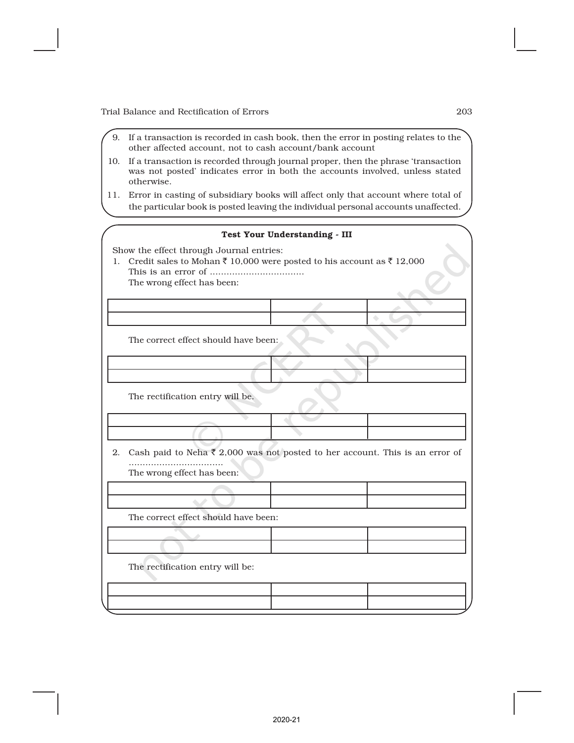9. If a transaction is recorded in cash book, then the error in posting relates to the other affected account, not to cash account/bank account
10. If a transaction is recorded through journal proper, then the phrase 'transaction was not posted' indicates error in both the accounts involved, unless stated otherwise.
11. Error in casting of subsidiary books will affect only that account where total of the particular book is posted leaving the individual personal accounts unaffected.

**Test Your Understanding - III**

Show the effect through Journal entries:

1. Credit sales to Mohan ₹ 10,000 were posted to his account as ₹ 12,000
   This is an error of ..................................
   The wrong effect has been:

| | | |
|---|---|---|
| | | |

   The correct effect should have been:

| | | |
|---|---|---|
| | | |

   The rectification entry will be.

| | | |
|---|---|---|
| | | |

2. Cash paid to Neha ₹ 2,000 was not posted to her account. This is an error of ..................................
   The wrong effect has been:

| | | |
|---|---|---|
| | | |

   The correct effect should have been:

| | | |
|---|---|---|
| | | |

   The rectification entry will be:

| | | |
|---|---|---|
| | | |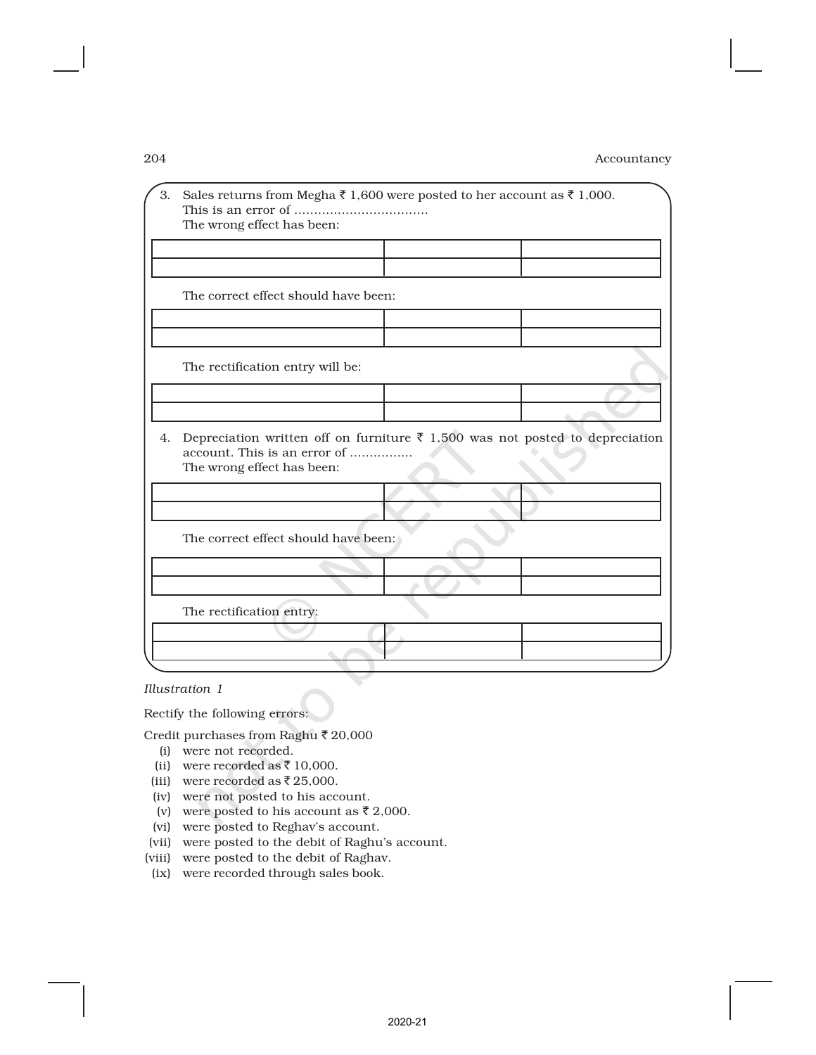3. Sales returns from Megha ₹ 1,600 were posted to her account as ₹ 1,000. This is an error of ..................................
   The wrong effect has been:

| | | |
|---|---|---|
| | | |

   The correct effect should have been:

| | | |
|---|---|---|
| | | |

   The rectification entry will be:

| | | |
|---|---|---|
| | | |

4. Depreciation written off on furniture ₹ 1,500 was not posted to depreciation account. This is an error of ................
   The wrong effect has been:

| | | |
|---|---|---|
| | | |

   The correct effect should have been:

| | | |
|---|---|---|
| | | |

   The rectification entry:

| | | |
|---|---|---|
| | | |

*Illustration 1*

Rectify the following errors:

Credit purchases from Raghu ₹ 20,000

(i) were not recorded.
(ii) were recorded as ₹ 10,000.
(iii) were recorded as ₹ 25,000.
(iv) were not posted to his account.
(v) were posted to his account as ₹ 2,000.
(vi) were posted to Reghav's account.
(vii) were posted to the debit of Raghu's account.
(viii) were posted to the debit of Raghav.
(ix) were recorded through sales book.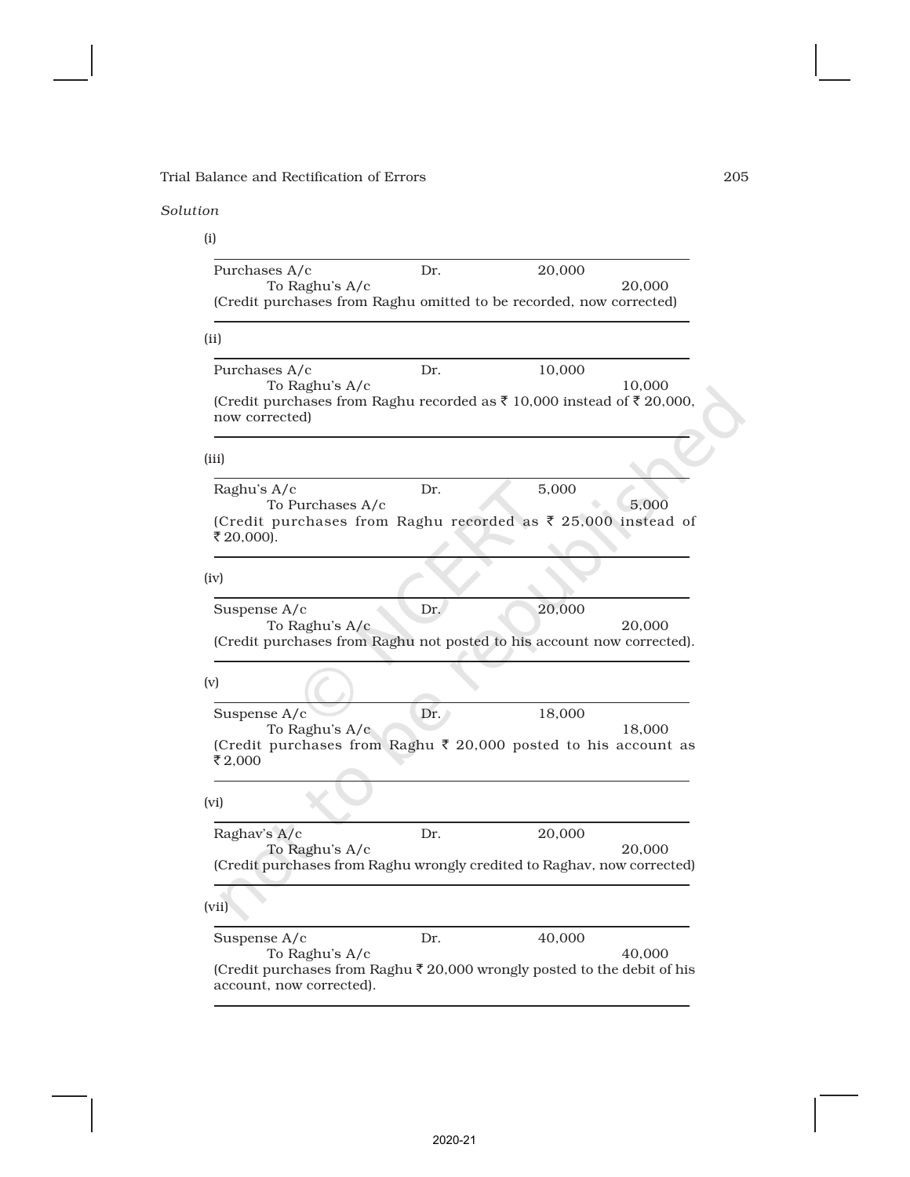*Solution*

(i)

| | | | |
|---|---|---|---|
| Purchases A/c | Dr. | 20,000 | |
| To Raghu's A/c | | | 20,000 |
| (Credit purchases from Raghu omitted to be recorded, now corrected) | | | |

(ii)

| | | | |
|---|---|---|---|
| Purchases A/c | Dr. | 10,000 | |
| To Raghu's A/c | | | 10,000 |
| (Credit purchases from Raghu recorded as ₹ 10,000 instead of ₹ 20,000, now corrected) | | | |

(iii)

| | | | |
|---|---|---|---|
| Raghu's A/c | Dr. | 5,000 | |
| To Purchases A/c | | | 5,000 |
| (Credit purchases from Raghu recorded as ₹ 25,000 instead of ₹ 20,000). | | | |

(iv)

| | | | |
|---|---|---|---|
| Suspense A/c | Dr. | 20,000 | |
| To Raghu's A/c | | | 20,000 |
| (Credit purchases from Raghu not posted to his account now corrected). | | | |

(v)

| | | | |
|---|---|---|---|
| Suspense A/c | Dr. | 18,000 | |
| To Raghu's A/c | | | 18,000 |
| (Credit purchases from Raghu ₹ 20,000 posted to his account as ₹ 2,000 | | | |

(vi)

| | | | |
|---|---|---|---|
| Raghav's A/c | Dr. | 20,000 | |
| To Raghu's A/c | | | 20,000 |
| (Credit purchases from Raghu wrongly credited to Raghav, now corrected) | | | |

(vii)

| | | | |
|---|---|---|---|
| Suspense A/c | Dr. | 40,000 | |
| To Raghu's A/c | | | 40,000 |
| (Credit purchases from Raghu ₹ 20,000 wrongly posted to the debit of his account, now corrected). | | | |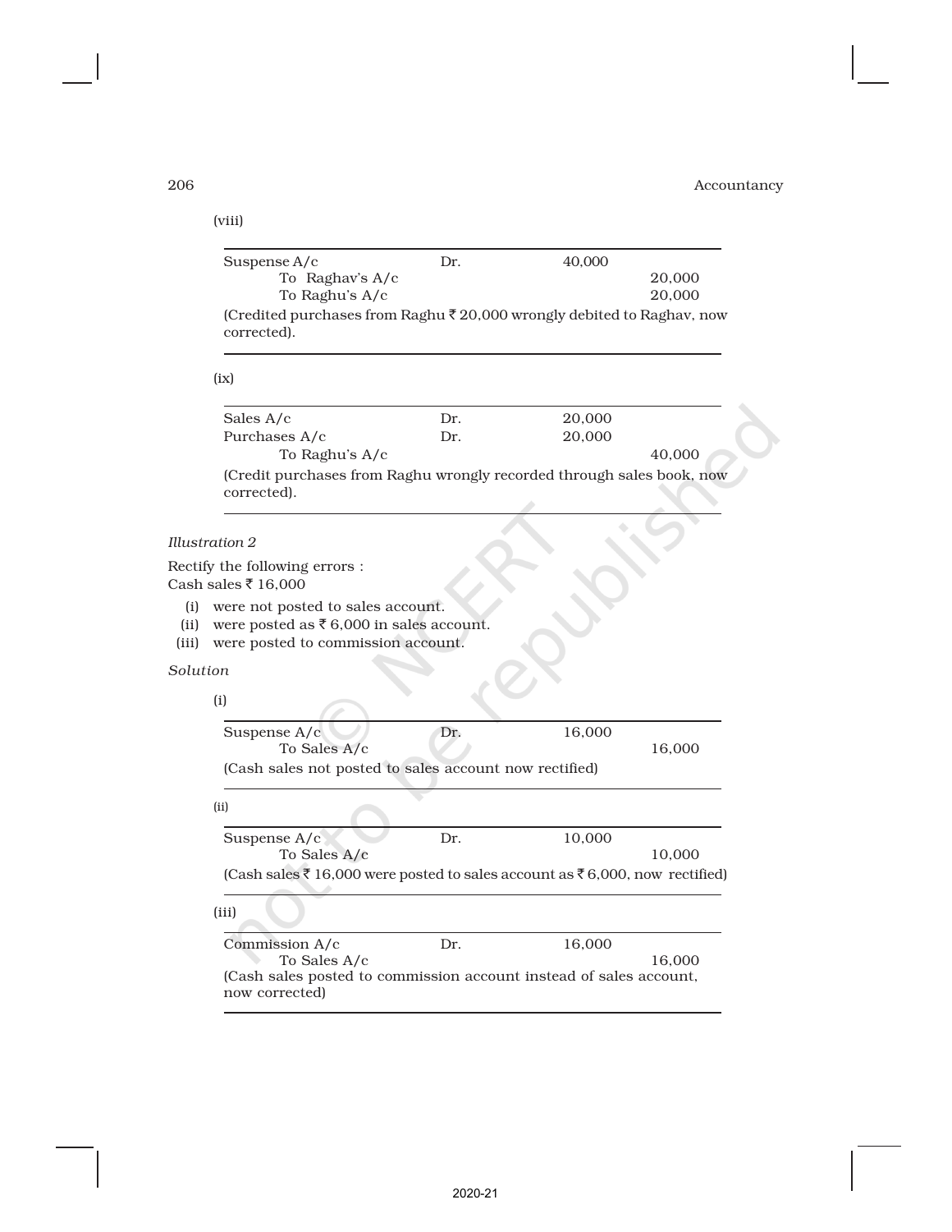(viii)

| | | | |
|---|---|---|---|
| Suspense A/c | Dr. | 40,000 | |
| To Raghav's A/c | | | 20,000 |
| To Raghu's A/c | | | 20,000 |

(Credited purchases from Raghu ₹ 20,000 wrongly debited to Raghav, now corrected).

(ix)

| | | | |
|---|---|---|---|
| Sales A/c | Dr. | 20,000 | |
| Purchases A/c | Dr. | 20,000 | |
| To Raghu's A/c | | | 40,000 |

(Credit purchases from Raghu wrongly recorded through sales book, now corrected).

*Illustration 2*

Rectify the following errors :
Cash sales ₹ 16,000

(i) were not posted to sales account.
(ii) were posted as ₹ 6,000 in sales account.
(iii) were posted to commission account.

*Solution*

(i)

| | | | |
|---|---|---|---|
| Suspense A/c | Dr. | 16,000 | |
| To Sales A/c | | | 16,000 |

(Cash sales not posted to sales account now rectified)

(ii)

| | | | |
|---|---|---|---|
| Suspense A/c | Dr. | 10,000 | |
| To Sales A/c | | | 10,000 |

(Cash sales ₹ 16,000 were posted to sales account as ₹ 6,000, now rectified)

(iii)

| | | | |
|---|---|---|---|
| Commission A/c | Dr. | 16,000 | |
| To Sales A/c | | | 16,000 |

(Cash sales posted to commission account instead of sales account, now corrected)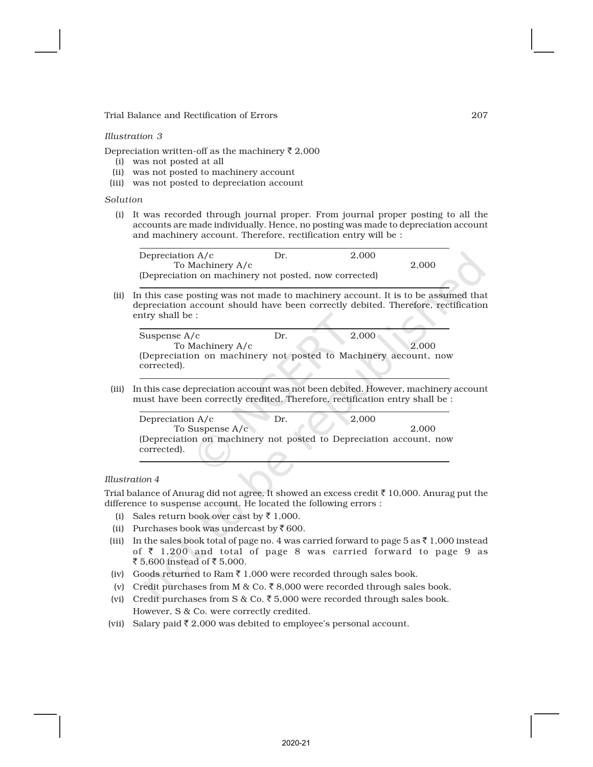*Illustration 3*

Depreciation written-off as the machinery ₹ 2,000

(i) was not posted at all
(ii) was not posted to machinery account
(iii) was not posted to depreciation account

*Solution*

(i) It was recorded through journal proper. From journal proper posting to all the accounts are made individually. Hence, no posting was made to depreciation account and machinery account. Therefore, rectification entry will be :

| | | | |
|---|---|---|---|
| Depreciation A/c | Dr. | 2,000 | |
| To Machinery A/c | | | 2,000 |
| (Depreciation on machinery not posted, now corrected) | | | |

(ii) In this case posting was not made to machinery account. It is to be assumed that depreciation account should have been correctly debited. Therefore, rectification entry shall be :

| | | | |
|---|---|---|---|
| Suspense A/c | Dr. | 2,000 | |
| To Machinery A/c | | | 2,000 |
| (Depreciation on machinery not posted to Machinery account, now corrected). | | | |

(iii) In this case depreciation account was not been debited. However, machinery account must have been correctly credited. Therefore, rectification entry shall be :

| | | | |
|---|---|---|---|
| Depreciation A/c | Dr. | 2,000 | |
| To Suspense A/c | | | 2,000 |
| (Depreciation on machinery not posted to Depreciation account, now corrected). | | | |

*Illustration 4*

Trial balance of Anurag did not agree. It showed an excess credit ₹ 10,000. Anurag put the difference to suspense account. He located the following errors :

(i) Sales return book over cast by ₹ 1,000.
(ii) Purchases book was undercast by ₹ 600.
(iii) In the sales book total of page no. 4 was carried forward to page 5 as ₹ 1,000 instead of ₹ 1,200 and total of page 8 was carried forward to page 9 as ₹ 5,600 instead of ₹ 5,000.
(iv) Goods returned to Ram ₹ 1,000 were recorded through sales book.
(v) Credit purchases from M & Co. ₹ 8,000 were recorded through sales book.
(vi) Credit purchases from S & Co. ₹ 5,000 were recorded through sales book. However, S & Co. were correctly credited.
(vii) Salary paid ₹ 2,000 was debited to employee's personal account.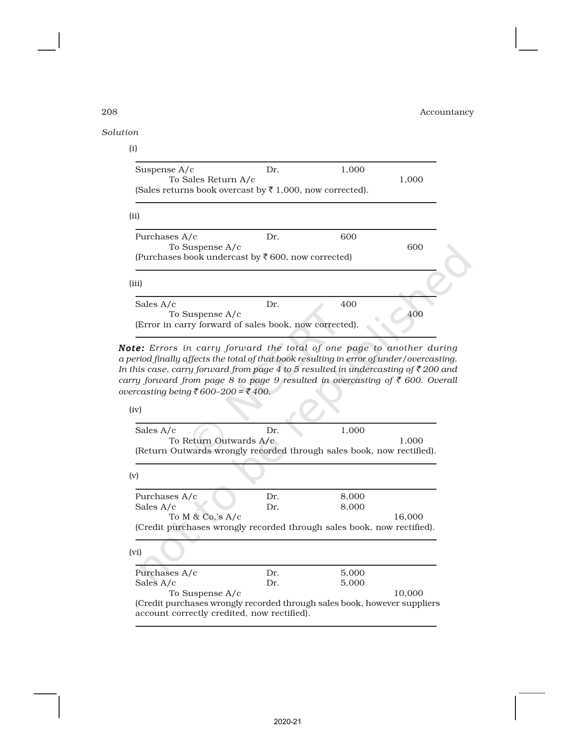*Solution*

(i)

| | | | |
|---|---|---|---|
| Suspense A/c | Dr. | 1,000 | |
| To Sales Return A/c | | | 1,000 |
| (Sales returns book overcast by ₹ 1,000, now corrected). | | | |

(ii)

| | | | |
|---|---|---|---|
| Purchases A/c | Dr. | 600 | |
| To Suspense A/c | | | 600 |
| (Purchases book undercast by ₹ 600, now corrected) | | | |

(iii)

| | | | |
|---|---|---|---|
| Sales A/c | Dr. | 400 | |
| To Suspense A/c | | | 400 |
| (Error in carry forward of sales book, now corrected). | | | |

***Note:*** *Errors in carry forward the total of one page to another during a period finally affects the total of that book resulting in error of under/overcasting. In this case, carry forward from page 4 to 5 resulted in undercasting of ₹ 200 and carry forward from page 8 to page 9 resulted in overcasting of ₹ 600. Overall overcasting being ₹ 600–200 = ₹ 400.*

(iv)

| | | | |
|---|---|---|---|
| Sales A/c | Dr. | 1,000 | |
| To Return Outwards A/c | | | 1,000 |
| (Return Outwards wrongly recorded through sales book, now rectified). | | | |

(v)

| | | | |
|---|---|---|---|
| Purchases A/c | Dr. | 8,000 | |
| Sales A/c | Dr. | 8,000 | |
| To M & Co.'s A/c | | | 16,000 |
| (Credit purchases wrongly recorded through sales book, now rectified). | | | |

(vi)

| | | | |
|---|---|---|---|
| Purchases A/c | Dr. | 5,000 | |
| Sales A/c | Dr. | 5,000 | |
| To Suspense A/c | | | 10,000 |
| (Credit purchases wrongly recorded through sales book, however suppliers account correctly credited, now rectified). | | | |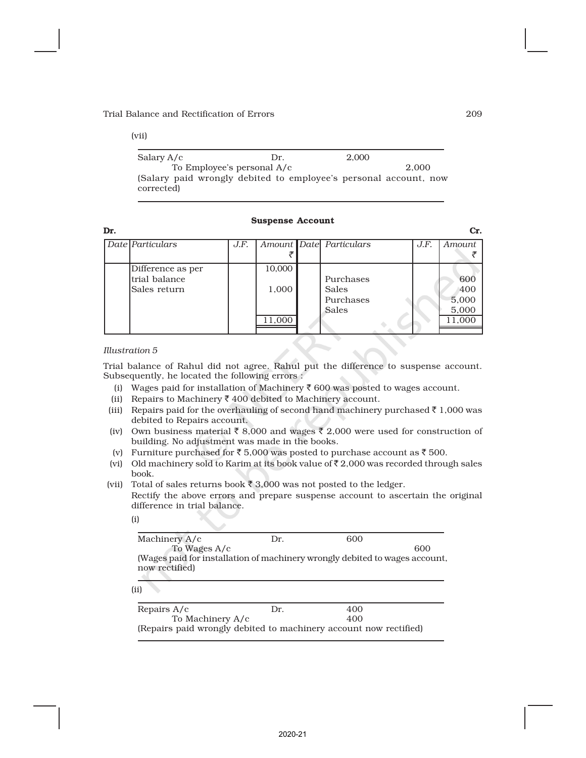(vii)

| | | | |
|---|---|---|---|
| Salary A/c | Dr. | 2,000 | |
| To Employee's personal A/c | | | 2,000 |
| (Salary paid wrongly debited to employee's personal account, now corrected) | | | |

**Suspense Account**

**Dr.** **Cr.**

| Date | Particulars | J.F. | Amount ₹ | Date | Particulars | J.F. | Amount ₹ |
|---|---|---|---|---|---|---|---|
| | Difference as per trial balance | | 10,000 | | Purchases | | 600 |
| | Sales return | | 1,000 | | Sales | | 400 |
| | | | | | Purchases | | 5,000 |
| | | | | | Sales | | 5,000 |
| | | | 11,000 | | | | 11,000 |

*Illustration 5*

Trial balance of Rahul did not agree. Rahul put the difference to suspense account. Subsequently, he located the following errors :

(i) Wages paid for installation of Machinery ₹ 600 was posted to wages account.

(ii) Repairs to Machinery ₹ 400 debited to Machinery account.

(iii) Repairs paid for the overhauling of second hand machinery purchased ₹ 1,000 was debited to Repairs account.

(iv) Own business material ₹ 8,000 and wages ₹ 2,000 were used for construction of building. No adjustment was made in the books.

(v) Furniture purchased for ₹ 5,000 was posted to purchase account as ₹ 500.

(vi) Old machinery sold to Karim at its book value of ₹ 2,000 was recorded through sales book.

(vii) Total of sales returns book ₹ 3,000 was not posted to the ledger.

Rectify the above errors and prepare suspense account to ascertain the original difference in trial balance.

(i)

| | | | |
|---|---|---|---|
| Machinery A/c | Dr. | 600 | |
| To Wages A/c | | | 600 |
| (Wages paid for installation of machinery wrongly debited to wages account, now rectified) | | | |

(ii)

| | | | |
|---|---|---|---|
| Repairs A/c | Dr. | 400 | |
| To Machinery A/c | | 400 | |
| (Repairs paid wrongly debited to machinery account now rectified) | | | |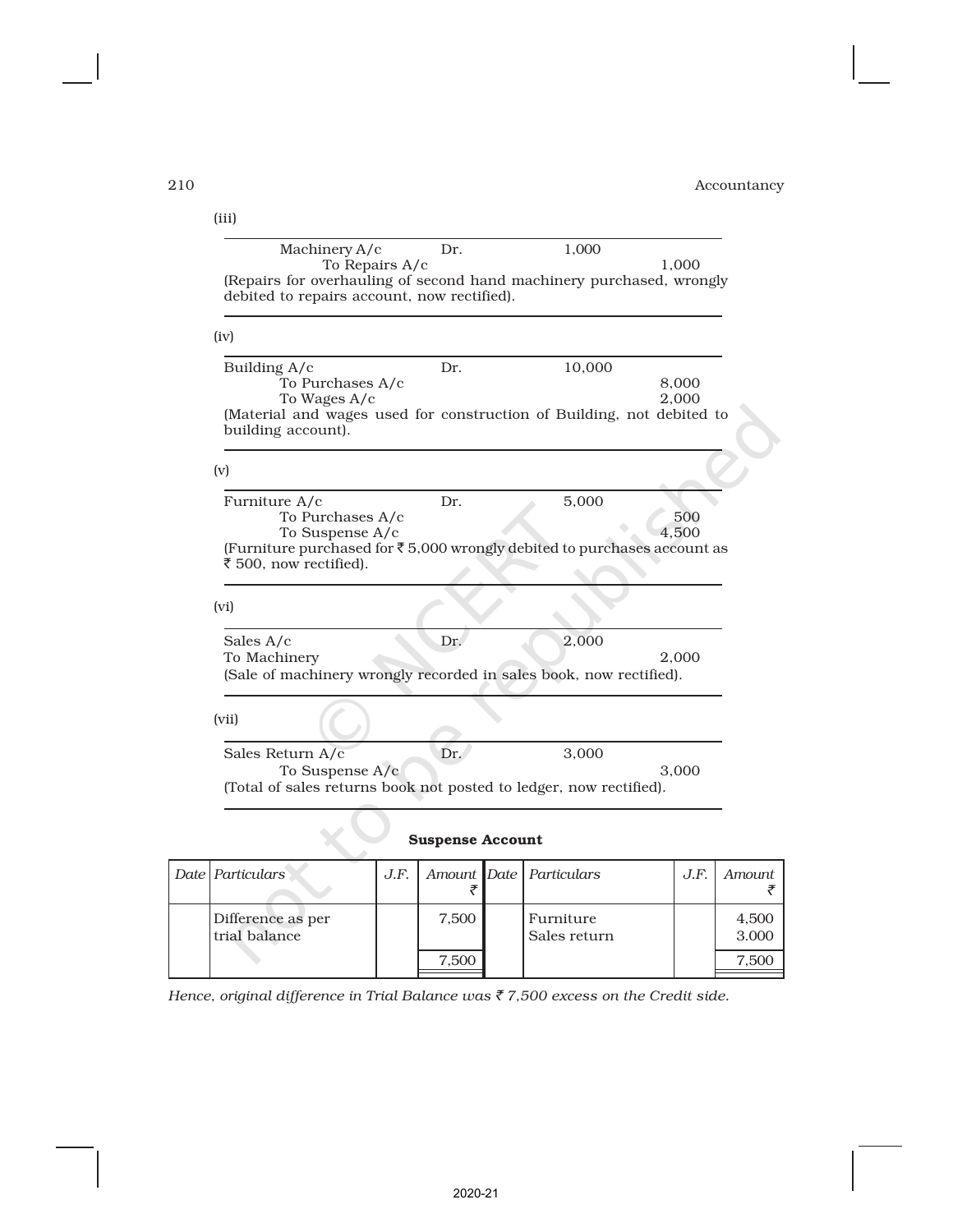(iii)

| | | | |
|---|---|---|---|
| Machinery A/c | Dr. | 1,000 | |
| To Repairs A/c | | | 1,000 |

(Repairs for overhauling of second hand machinery purchased, wrongly debited to repairs account, now rectified).

(iv)

| | | | |
|---|---|---|---|
| Building A/c | Dr. | 10,000 | |
| To Purchases A/c | | | 8,000 |
| To Wages A/c | | | 2,000 |

(Material and wages used for construction of Building, not debited to building account).

(v)

| | | | |
|---|---|---|---|
| Furniture A/c | Dr. | 5,000 | |
| To Purchases A/c | | | 500 |
| To Suspense A/c | | | 4,500 |

(Furniture purchased for ₹ 5,000 wrongly debited to purchases account as ₹ 500, now rectified).

(vi)

| | | | |
|---|---|---|---|
| Sales A/c | Dr. | 2,000 | |
| To Machinery | | | 2,000 |

(Sale of machinery wrongly recorded in sales book, now rectified).

(vii)

| | | | |
|---|---|---|---|
| Sales Return A/c | Dr. | 3,000 | |
| To Suspense A/c | | | 3,000 |

(Total of sales returns book not posted to ledger, now rectified).

**Suspense Account**

| Date | Particulars | J.F. | Amount ₹ | Date | Particulars | J.F. | Amount ₹ |
|---|---|---|---|---|---|---|---|
| | Difference as per trial balance | | 7,500 | | Furniture | | 4,500 |
| | | | | | Sales return | | 3,000 |
| | | | 7,500 | | | | 7,500 |

*Hence, original difference in Trial Balance was ₹ 7,500 excess on the Credit side.*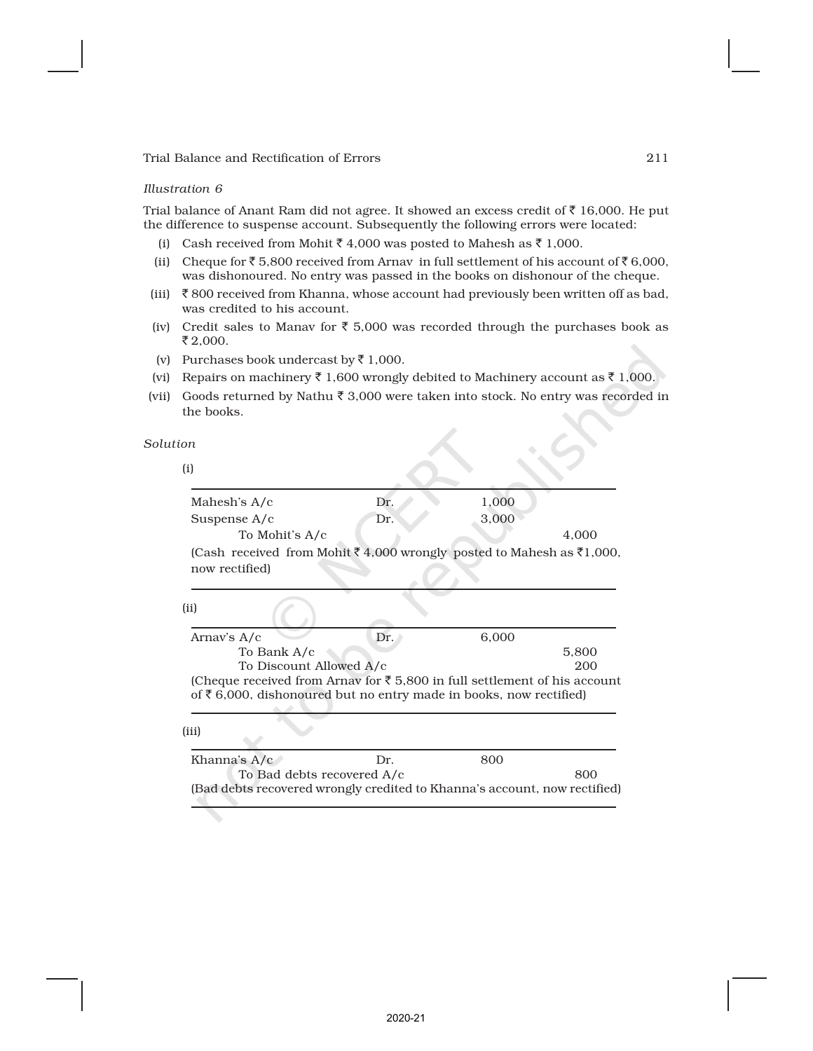*Illustration 6*

Trial balance of Anant Ram did not agree. It showed an excess credit of ₹ 16,000. He put the difference to suspense account. Subsequently the following errors were located:

(i) Cash received from Mohit ₹ 4,000 was posted to Mahesh as ₹ 1,000.

(ii) Cheque for ₹ 5,800 received from Arnav in full settlement of his account of ₹ 6,000, was dishonoured. No entry was passed in the books on dishonour of the cheque.

(iii) ₹ 800 received from Khanna, whose account had previously been written off as bad, was credited to his account.

(iv) Credit sales to Manav for ₹ 5,000 was recorded through the purchases book as ₹ 2,000.

(v) Purchases book undercast by ₹ 1,000.

(vi) Repairs on machinery ₹ 1,600 wrongly debited to Machinery account as ₹ 1,000.

(vii) Goods returned by Nathu ₹ 3,000 were taken into stock. No entry was recorded in the books.

*Solution*

(i)

| | | | |
|---|---|---|---|
| Mahesh's A/c | Dr. | 1,000 | |
| Suspense A/c | Dr. | 3,000 | |
| To Mohit's A/c | | | 4,000 |
| (Cash received from Mohit ₹ 4,000 wrongly posted to Mahesh as ₹1,000, now rectified) | | | |

(ii)

| | | | |
|---|---|---|---|
| Arnav's A/c | Dr. | 6,000 | |
| To Bank A/c | | | 5,800 |
| To Discount Allowed A/c | | | 200 |
| (Cheque received from Arnav for ₹ 5,800 in full settlement of his account of ₹ 6,000, dishonoured but no entry made in books, now rectified) | | | |

(iii)

| | | | |
|---|---|---|---|
| Khanna's A/c | Dr. | 800 | |
| To Bad debts recovered A/c | | | 800 |
| (Bad debts recovered wrongly credited to Khanna's account, now rectified) | | | |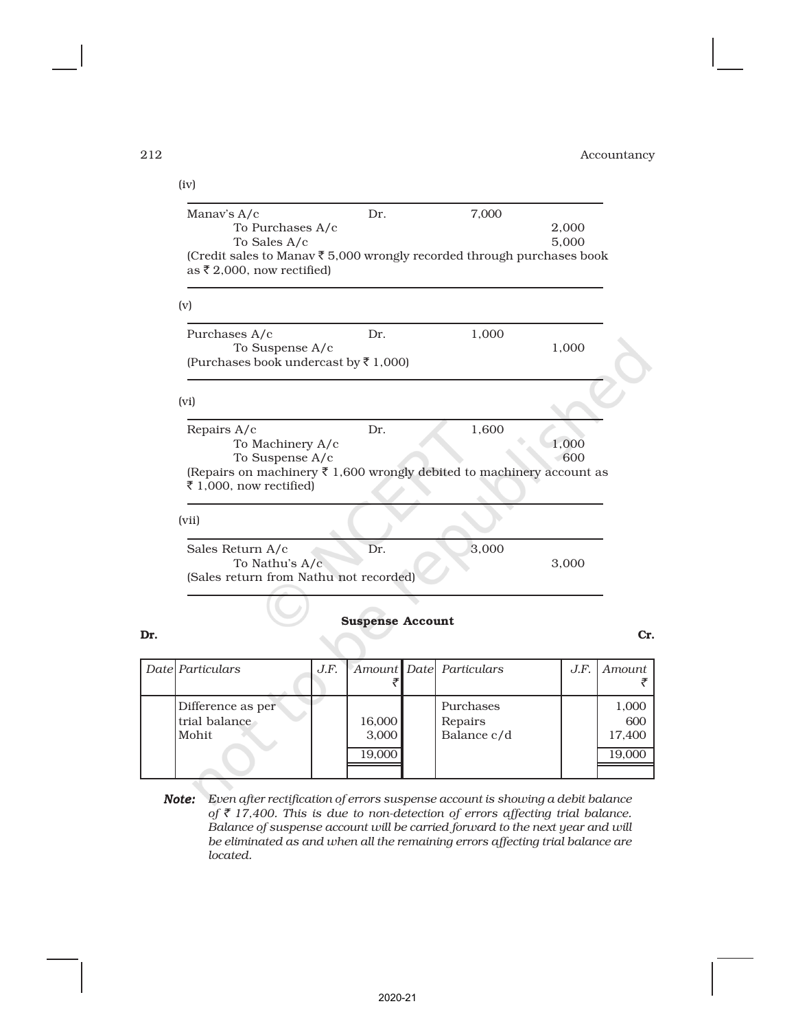(iv)

| | | | |
|---|---|---|---|
| Manav's A/c | Dr. | 7,000 | |
| To Purchases A/c | | | 2,000 |
| To Sales A/c | | | 5,000 |
| (Credit sales to Manav ₹ 5,000 wrongly recorded through purchases book as ₹ 2,000, now rectified) | | | |

(v)

| | | | |
|---|---|---|---|
| Purchases A/c | Dr. | 1,000 | |
| To Suspense A/c | | | 1,000 |
| (Purchases book undercast by ₹ 1,000) | | | |

(vi)

| | | | |
|---|---|---|---|
| Repairs A/c | Dr. | 1,600 | |
| To Machinery A/c | | | 1,000 |
| To Suspense A/c | | | 600 |
| (Repairs on machinery ₹ 1,600 wrongly debited to machinery account as ₹ 1,000, now rectified) | | | |

(vii)

| | | | |
|---|---|---|---|
| Sales Return A/c | Dr. | 3,000 | |
| To Nathu's A/c | | | 3,000 |
| (Sales return from Nathu not recorded) | | | |

**Suspense Account**

Dr. Cr.

| Date | Particulars | J.F. | Amount ₹ | Date | Particulars | J.F. | Amount ₹ |
|---|---|---|---|---|---|---|---|
| | Difference as per trial balance | | 16,000 | | Purchases | | 1,000 |
| | Mohit | | 3,000 | | Repairs | | 600 |
| | | | | | Balance c/d | | 17,400 |
| | | | 19,000 | | | | 19,000 |

***Note:*** *Even after rectification of errors suspense account is showing a debit balance of ₹ 17,400. This is due to non-detection of errors affecting trial balance. Balance of suspense account will be carried forward to the next year and will be eliminated as and when all the remaining errors affecting trial balance are located.*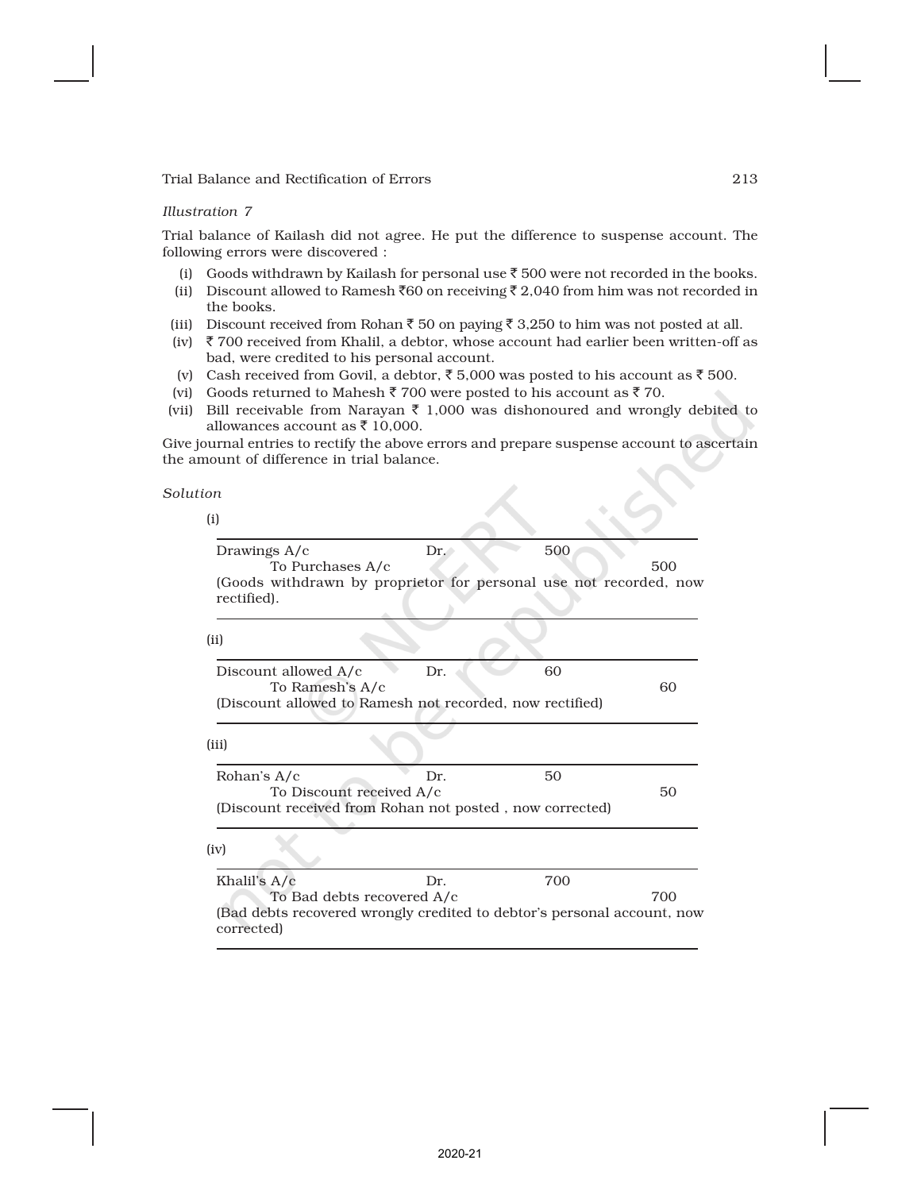*Illustration 7*

Trial balance of Kailash did not agree. He put the difference to suspense account. The following errors were discovered :

(i) Goods withdrawn by Kailash for personal use ₹ 500 were not recorded in the books.

(ii) Discount allowed to Ramesh ₹60 on receiving ₹ 2,040 from him was not recorded in the books.

(iii) Discount received from Rohan ₹ 50 on paying ₹ 3,250 to him was not posted at all.

(iv) ₹ 700 received from Khalil, a debtor, whose account had earlier been written-off as bad, were credited to his personal account.

(v) Cash received from Govil, a debtor, ₹ 5,000 was posted to his account as ₹ 500.

(vi) Goods returned to Mahesh ₹ 700 were posted to his account as ₹ 70.

(vii) Bill receivable from Narayan ₹ 1,000 was dishonoured and wrongly debited to allowances account as ₹ 10,000.

Give journal entries to rectify the above errors and prepare suspense account to ascertain the amount of difference in trial balance.

*Solution*

(i)

| | | | |
|---|---|---|---|
| Drawings A/c | Dr. | 500 | |
| To Purchases A/c | | | 500 |
| (Goods withdrawn by proprietor for personal use not recorded, now rectified). | | | |

(ii)

| | | | |
|---|---|---|---|
| Discount allowed A/c | Dr. | 60 | |
| To Ramesh's A/c | | | 60 |
| (Discount allowed to Ramesh not recorded, now rectified) | | | |

(iii)

| | | | |
|---|---|---|---|
| Rohan's A/c | Dr. | 50 | |
| To Discount received A/c | | | 50 |
| (Discount received from Rohan not posted , now corrected) | | | |

(iv)

| | | | |
|---|---|---|---|
| Khalil's A/c | Dr. | 700 | |
| To Bad debts recovered A/c | | | 700 |
| (Bad debts recovered wrongly credited to debtor's personal account, now corrected) | | | |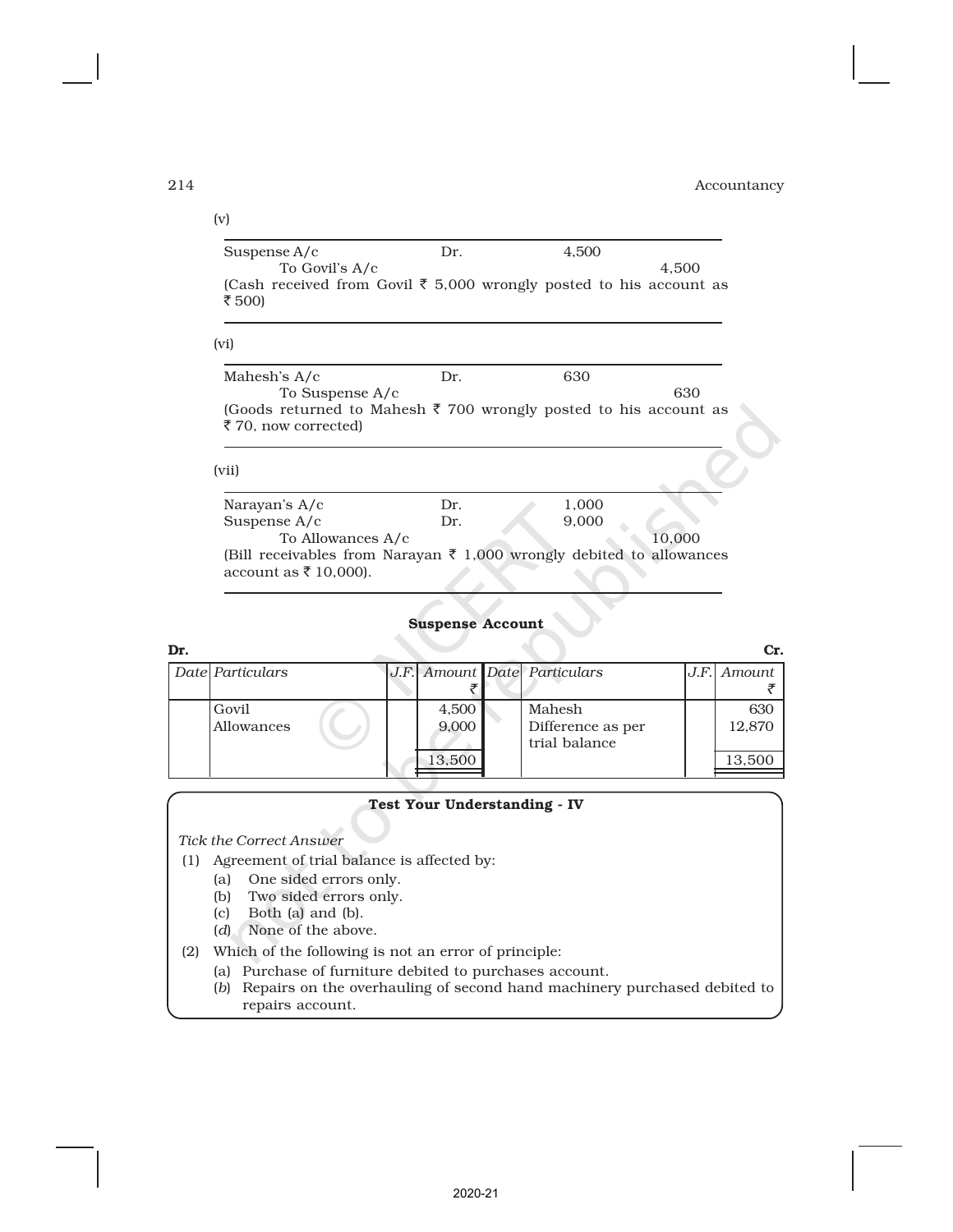(v)

| | | | |
|---|---|---|---|
| Suspense A/c | Dr. | 4,500 | |
| To Govil's A/c | | | 4,500 |

(Cash received from Govil ₹ 5,000 wrongly posted to his account as ₹ 500)

(vi)

| | | | |
|---|---|---|---|
| Mahesh's A/c | Dr. | 630 | |
| To Suspense A/c | | | 630 |

(Goods returned to Mahesh ₹ 700 wrongly posted to his account as ₹ 70, now corrected)

(vii)

| | | | |
|---|---|---|---|
| Narayan's A/c | Dr. | 1,000 | |
| Suspense A/c | Dr. | 9,000 | |
| To Allowances A/c | | | 10,000 |

(Bill receivables from Narayan ₹ 1,000 wrongly debited to allowances account as ₹ 10,000).

**Suspense Account**

Dr. Cr.

| Date | Particulars | J.F. | Amount ₹ | Date | Particulars | J.F. | Amount ₹ |
|---|---|---|---|---|---|---|---|
| | Govil | | 4,500 | | Mahesh | | 630 |
| | Allowances | | 9,000 | | Difference as per trial balance | | 12,870 |
| | | | 13,500 | | | | 13,500 |

**Test Your Understanding - IV**

*Tick the Correct Answer*

(1) Agreement of trial balance is affected by:
   (a) One sided errors only.
   (b) Two sided errors only.
   (c) Both (a) and (b).
   (*d*) None of the above.

(2) Which of the following is not an error of principle:
   (a) Purchase of furniture debited to purchases account.
   (*b*) Repairs on the overhauling of second hand machinery purchased debited to repairs account.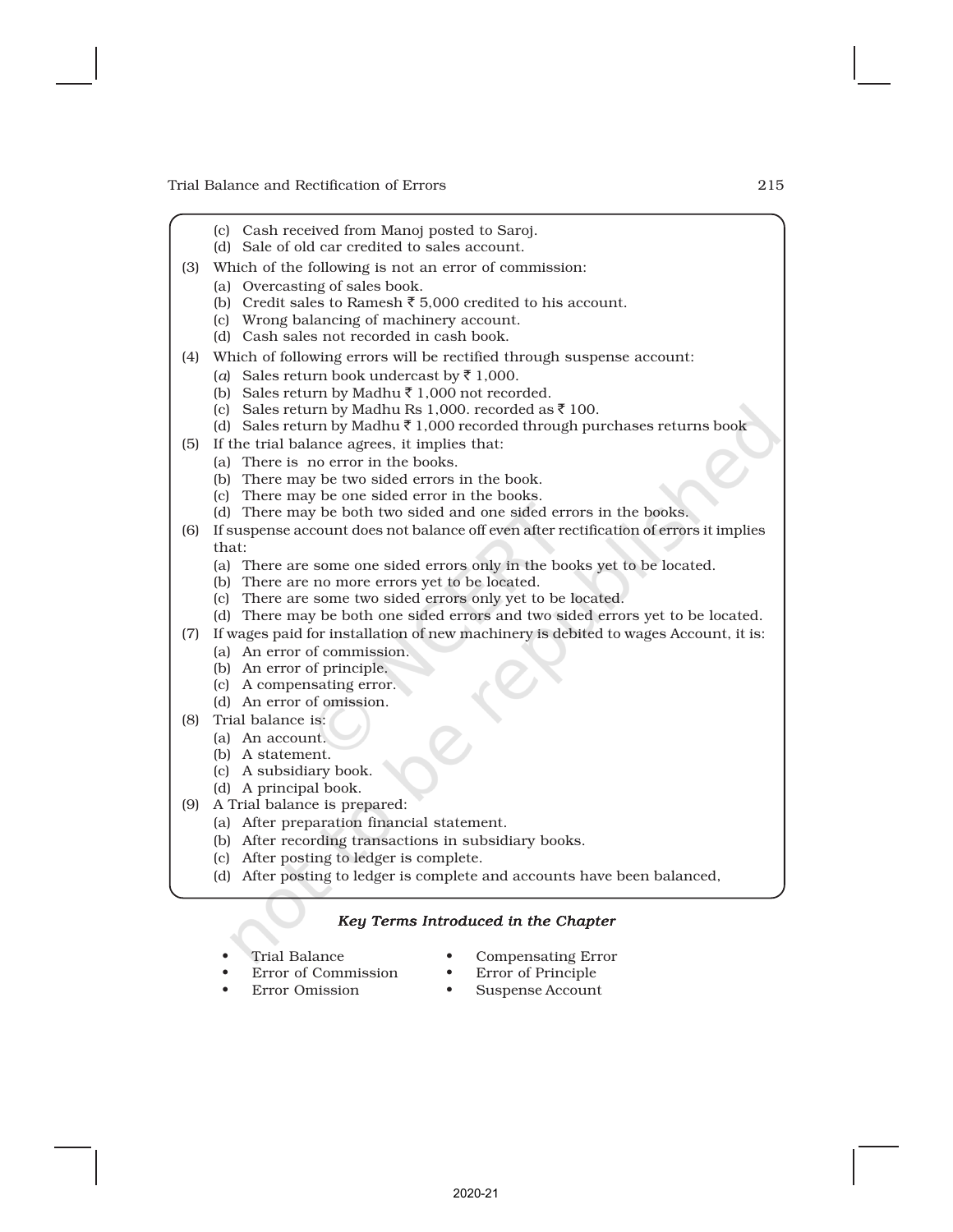(c) Cash received from Manoj posted to Saroj.
(d) Sale of old car credited to sales account.

(3) Which of the following is not an error of commission:
(a) Overcasting of sales book.
(b) Credit sales to Ramesh ₹ 5,000 credited to his account.
(c) Wrong balancing of machinery account.
(d) Cash sales not recorded in cash book.

(4) Which of following errors will be rectified through suspense account:
(*a*) Sales return book undercast by ₹ 1,000.
(b) Sales return by Madhu ₹ 1,000 not recorded.
(c) Sales return by Madhu Rs 1,000. recorded as ₹ 100.
(d) Sales return by Madhu ₹ 1,000 recorded through purchases returns book

(5) If the trial balance agrees, it implies that:
(a) There is no error in the books.
(b) There may be two sided errors in the book.
(c) There may be one sided error in the books.
(d) There may be both two sided and one sided errors in the books.

(6) If suspense account does not balance off even after rectification of errors it implies that:
(a) There are some one sided errors only in the books yet to be located.
(b) There are no more errors yet to be located.
(c) There are some two sided errors only yet to be located.
(d) There may be both one sided errors and two sided errors yet to be located.

(7) If wages paid for installation of new machinery is debited to wages Account, it is:
(a) An error of commission.
(b) An error of principle.
(c) A compensating error.
(d) An error of omission.

(8) Trial balance is:
(a) An account.
(b) A statement.
(c) A subsidiary book.
(d) A principal book.

(9) A Trial balance is prepared:
(a) After preparation financial statement.
(b) After recording transactions in subsidiary books.
(c) After posting to ledger is complete.
(d) After posting to ledger is complete and accounts have been balanced,

### *Key Terms Introduced in the Chapter*

- Trial Balance
- Error of Commission
- Error Omission
- Compensating Error
- Error of Principle
- Suspense Account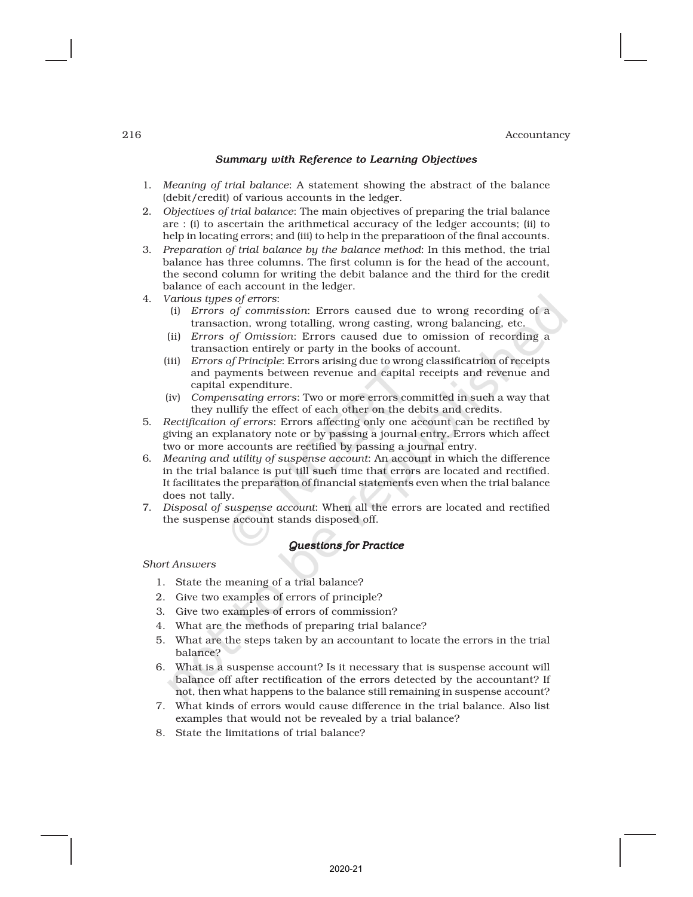### *Summary with Reference to Learning Objectives*

1. *Meaning of trial balance*: A statement showing the abstract of the balance (debit/credit) of various accounts in the ledger.
2. *Objectives of trial balance*: The main objectives of preparing the trial balance are : (i) to ascertain the arithmetical accuracy of the ledger accounts; (ii) to help in locating errors; and (iii) to help in the preparatioon of the final accounts.
3. *Preparation of trial balance by the balance method*: In this method, the trial balance has three columns. The first column is for the head of the account, the second column for writing the debit balance and the third for the credit balance of each account in the ledger.
4. *Various types of errors*:
   (i) *Errors of commission*: Errors caused due to wrong recording of a transaction, wrong totalling, wrong casting, wrong balancing, etc.
   (ii) *Errors of Omission*: Errors caused due to omission of recording a transaction entirely or party in the books of account.
   (iii) *Errors of Principle*: Errors arising due to wrong classificatrion of receipts and payments between revenue and capital receipts and revenue and capital expenditure.
   (iv) *Compensating errors*: Two or more errors committed in such a way that they nullify the effect of each other on the debits and credits.
5. *Rectification of errors*: Errors affecting only one account can be rectified by giving an explanatory note or by passing a journal entry. Errors which affect two or more accounts are rectified by passing a journal entry.
6. *Meaning and utility of suspense account*: An account in which the difference in the trial balance is put till such time that errors are located and rectified. It facilitates the preparation of financial statements even when the trial balance does not tally.
7. *Disposal of suspense account*: When all the errors are located and rectified the suspense account stands disposed off.

### *Questions for Practice*

*Short Answers*

1. State the meaning of a trial balance?
2. Give two examples of errors of principle?
3. Give two examples of errors of commission?
4. What are the methods of preparing trial balance?
5. What are the steps taken by an accountant to locate the errors in the trial balance?
6. What is a suspense account? Is it necessary that is suspense account will balance off after rectification of the errors detected by the accountant? If not, then what happens to the balance still remaining in suspense account?
7. What kinds of errors would cause difference in the trial balance. Also list examples that would not be revealed by a trial balance?
8. State the limitations of trial balance?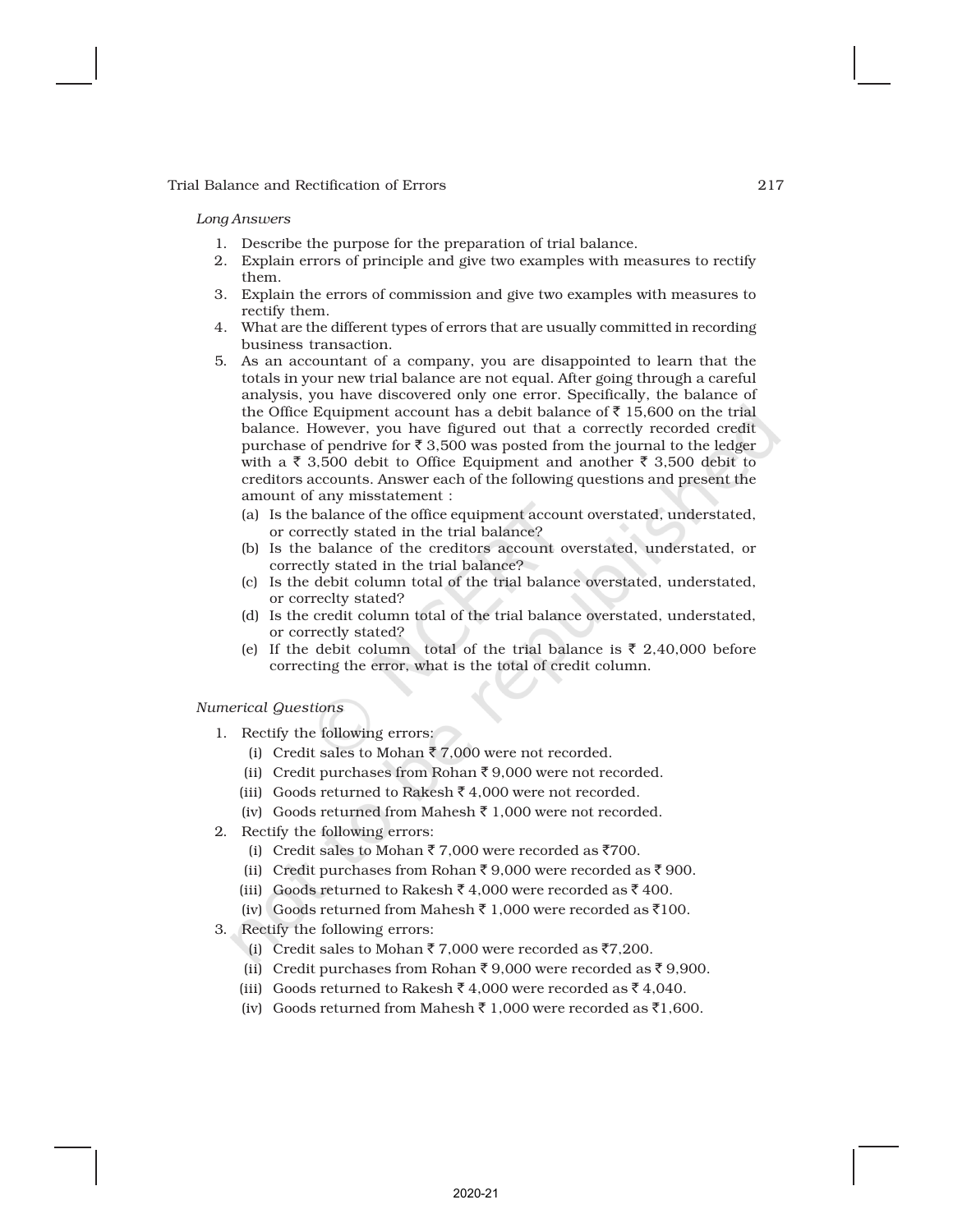*Long Answers*

1. Describe the purpose for the preparation of trial balance.
2. Explain errors of principle and give two examples with measures to rectify them.
3. Explain the errors of commission and give two examples with measures to rectify them.
4. What are the different types of errors that are usually committed in recording business transaction.
5. As an accountant of a company, you are disappointed to learn that the totals in your new trial balance are not equal. After going through a careful analysis, you have discovered only one error. Specifically, the balance of the Office Equipment account has a debit balance of ₹ 15,600 on the trial balance. However, you have figured out that a correctly recorded credit purchase of pendrive for ₹ 3,500 was posted from the journal to the ledger with a ₹ 3,500 debit to Office Equipment and another ₹ 3,500 debit to creditors accounts. Answer each of the following questions and present the amount of any misstatement :
   - (a) Is the balance of the office equipment account overstated, understated, or correctly stated in the trial balance?
   - (b) Is the balance of the creditors account overstated, understated, or correctly stated in the trial balance?
   - (c) Is the debit column total of the trial balance overstated, understated, or correclty stated?
   - (d) Is the credit column total of the trial balance overstated, understated, or correctly stated?
   - (e) If the debit column total of the trial balance is ₹ 2,40,000 before correcting the error, what is the total of credit column.

*Numerical Questions*

1. Rectify the following errors:
   - (i) Credit sales to Mohan ₹ 7,000 were not recorded.
   - (ii) Credit purchases from Rohan ₹ 9,000 were not recorded.
   - (iii) Goods returned to Rakesh ₹ 4,000 were not recorded.
   - (iv) Goods returned from Mahesh ₹ 1,000 were not recorded.
2. Rectify the following errors:
   - (i) Credit sales to Mohan ₹ 7,000 were recorded as ₹700.
   - (ii) Credit purchases from Rohan ₹ 9,000 were recorded as ₹ 900.
   - (iii) Goods returned to Rakesh ₹ 4,000 were recorded as ₹ 400.
   - (iv) Goods returned from Mahesh ₹ 1,000 were recorded as ₹100.
3. Rectify the following errors:
   - (i) Credit sales to Mohan ₹ 7,000 were recorded as ₹7,200.
   - (ii) Credit purchases from Rohan ₹ 9,000 were recorded as ₹ 9,900.
   - (iii) Goods returned to Rakesh ₹ 4,000 were recorded as ₹ 4,040.
   - (iv) Goods returned from Mahesh ₹ 1,000 were recorded as ₹1,600.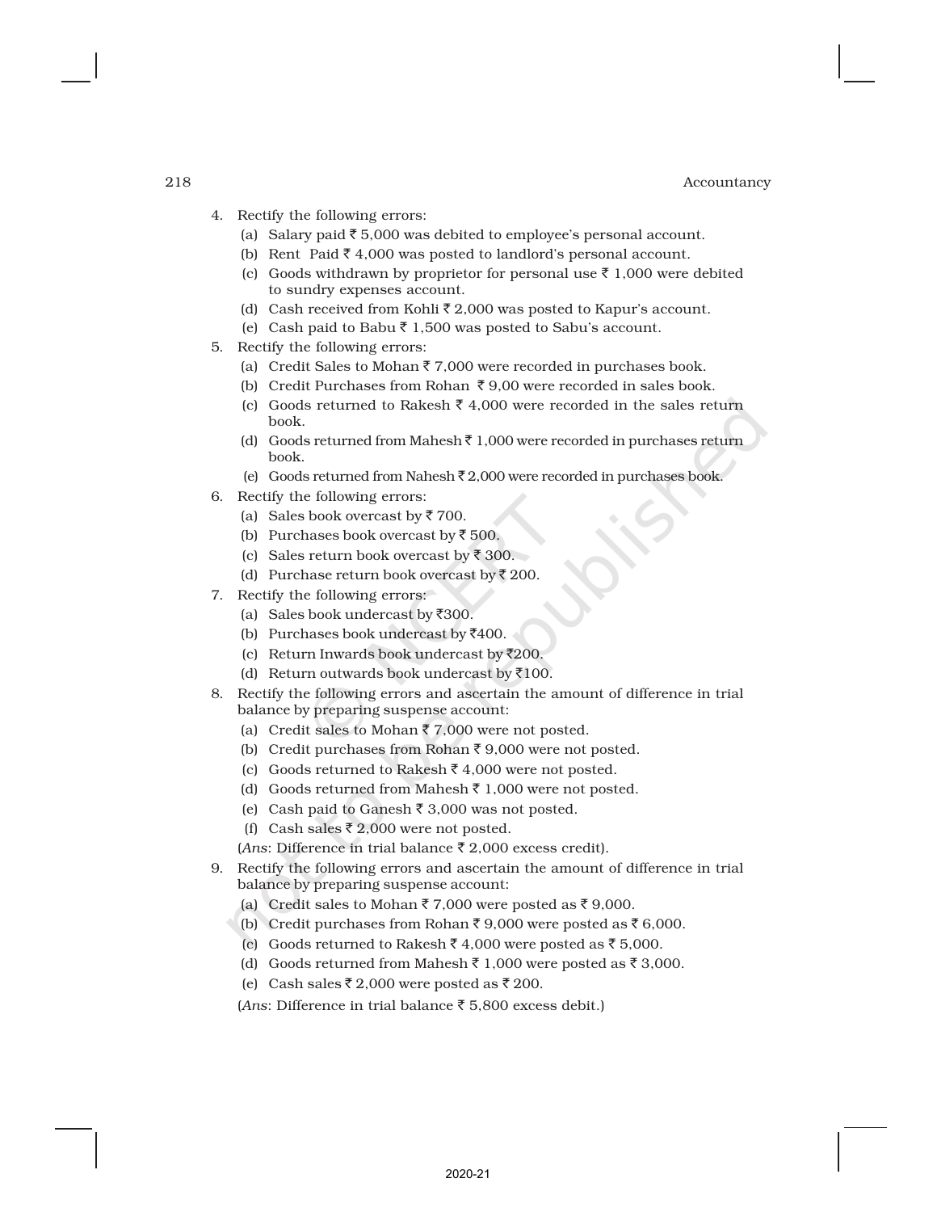4. Rectify the following errors:
   (a) Salary paid ₹ 5,000 was debited to employee's personal account.
   (b) Rent Paid ₹ 4,000 was posted to landlord's personal account.
   (c) Goods withdrawn by proprietor for personal use ₹ 1,000 were debited to sundry expenses account.
   (d) Cash received from Kohli ₹ 2,000 was posted to Kapur's account.
   (e) Cash paid to Babu ₹ 1,500 was posted to Sabu's account.
5. Rectify the following errors:
   (a) Credit Sales to Mohan ₹ 7,000 were recorded in purchases book.
   (b) Credit Purchases from Rohan ₹ 9,00 were recorded in sales book.
   (c) Goods returned to Rakesh ₹ 4,000 were recorded in the sales return book.
   (d) Goods returned from Mahesh ₹ 1,000 were recorded in purchases return book.
   (e) Goods returned from Nahesh ₹ 2,000 were recorded in purchases book.
6. Rectify the following errors:
   (a) Sales book overcast by ₹ 700.
   (b) Purchases book overcast by ₹ 500.
   (c) Sales return book overcast by ₹ 300.
   (d) Purchase return book overcast by ₹ 200.
7. Rectify the following errors:
   (a) Sales book undercast by ₹300.
   (b) Purchases book undercast by ₹400.
   (c) Return Inwards book undercast by ₹200.
   (d) Return outwards book undercast by ₹100.
8. Rectify the following errors and ascertain the amount of difference in trial balance by preparing suspense account:
   (a) Credit sales to Mohan ₹ 7,000 were not posted.
   (b) Credit purchases from Rohan ₹ 9,000 were not posted.
   (c) Goods returned to Rakesh ₹ 4,000 were not posted.
   (d) Goods returned from Mahesh ₹ 1,000 were not posted.
   (e) Cash paid to Ganesh ₹ 3,000 was not posted.
   (f) Cash sales ₹ 2,000 were not posted.

   (*Ans*: Difference in trial balance ₹ 2,000 excess credit).
9. Rectify the following errors and ascertain the amount of difference in trial balance by preparing suspense account:
   (a) Credit sales to Mohan ₹ 7,000 were posted as ₹ 9,000.
   (b) Credit purchases from Rohan ₹ 9,000 were posted as ₹ 6,000.
   (c) Goods returned to Rakesh ₹ 4,000 were posted as ₹ 5,000.
   (d) Goods returned from Mahesh ₹ 1,000 were posted as ₹ 3,000.
   (e) Cash sales ₹ 2,000 were posted as ₹ 200.

   (*Ans*: Difference in trial balance ₹ 5,800 excess debit.)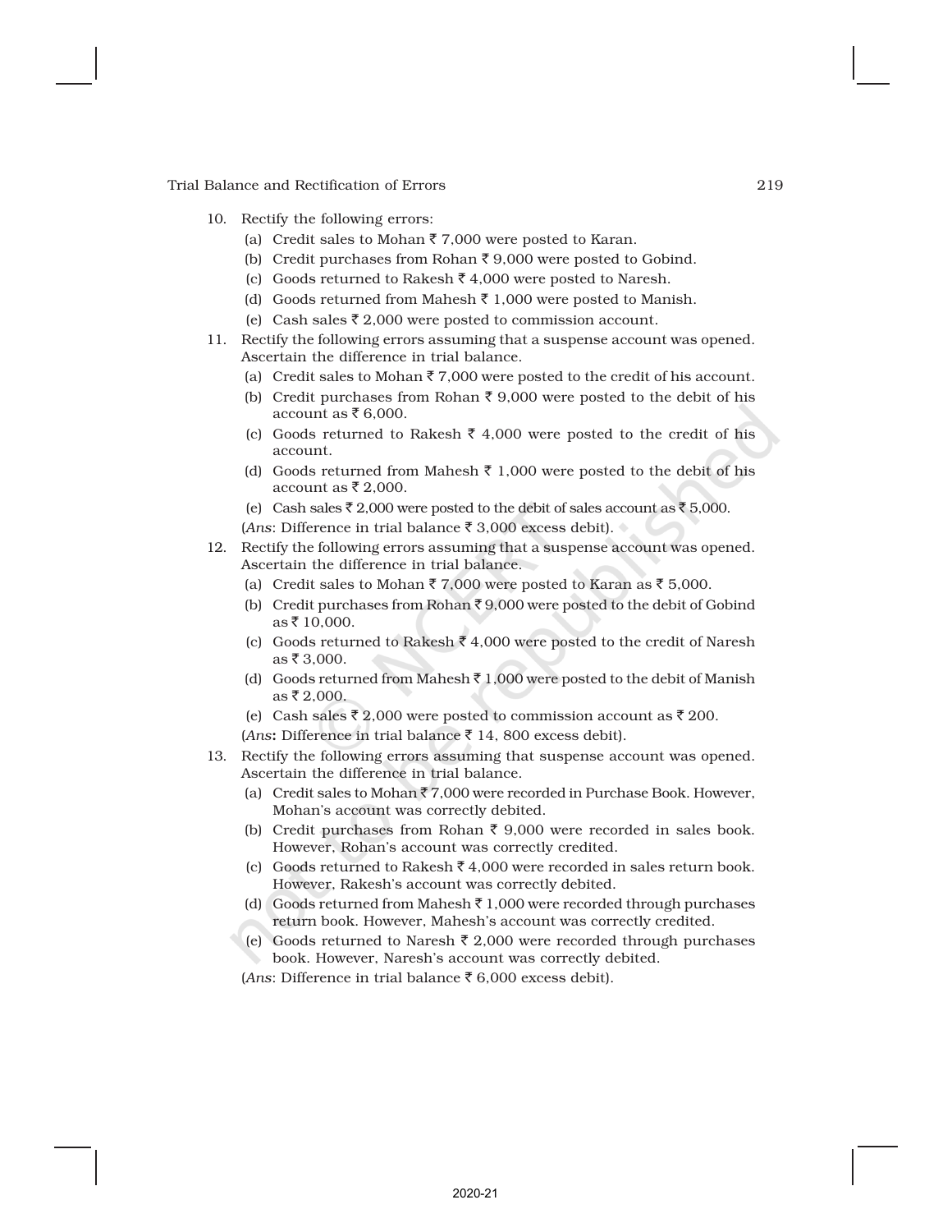10. Rectify the following errors:
    (a) Credit sales to Mohan ₹ 7,000 were posted to Karan.
    (b) Credit purchases from Rohan ₹ 9,000 were posted to Gobind.
    (c) Goods returned to Rakesh ₹ 4,000 were posted to Naresh.
    (d) Goods returned from Mahesh ₹ 1,000 were posted to Manish.
    (e) Cash sales ₹ 2,000 were posted to commission account.
11. Rectify the following errors assuming that a suspense account was opened. Ascertain the difference in trial balance.
    (a) Credit sales to Mohan ₹ 7,000 were posted to the credit of his account.
    (b) Credit purchases from Rohan ₹ 9,000 were posted to the debit of his account as ₹ 6,000.
    (c) Goods returned to Rakesh ₹ 4,000 were posted to the credit of his account.
    (d) Goods returned from Mahesh ₹ 1,000 were posted to the debit of his account as ₹ 2,000.
    (e) Cash sales ₹ 2,000 were posted to the debit of sales account as ₹ 5,000.

    (*Ans*: Difference in trial balance ₹ 3,000 excess debit).
12. Rectify the following errors assuming that a suspense account was opened. Ascertain the difference in trial balance.
    (a) Credit sales to Mohan ₹ 7,000 were posted to Karan as ₹ 5,000.
    (b) Credit purchases from Rohan ₹ 9,000 were posted to the debit of Gobind as ₹ 10,000.
    (c) Goods returned to Rakesh ₹ 4,000 were posted to the credit of Naresh as ₹ 3,000.
    (d) Goods returned from Mahesh ₹ 1,000 were posted to the debit of Manish as ₹ 2,000.
    (e) Cash sales ₹ 2,000 were posted to commission account as ₹ 200.

    (*Ans***:** Difference in trial balance ₹ 14, 800 excess debit).
13. Rectify the following errors assuming that suspense account was opened. Ascertain the difference in trial balance.
    (a) Credit sales to Mohan ₹ 7,000 were recorded in Purchase Book. However, Mohan's account was correctly debited.
    (b) Credit purchases from Rohan ₹ 9,000 were recorded in sales book. However, Rohan's account was correctly credited.
    (c) Goods returned to Rakesh ₹ 4,000 were recorded in sales return book. However, Rakesh's account was correctly debited.
    (d) Goods returned from Mahesh ₹ 1,000 were recorded through purchases return book. However, Mahesh's account was correctly credited.
    (e) Goods returned to Naresh ₹ 2,000 were recorded through purchases book. However, Naresh's account was correctly debited.

    (*Ans*: Difference in trial balance ₹ 6,000 excess debit).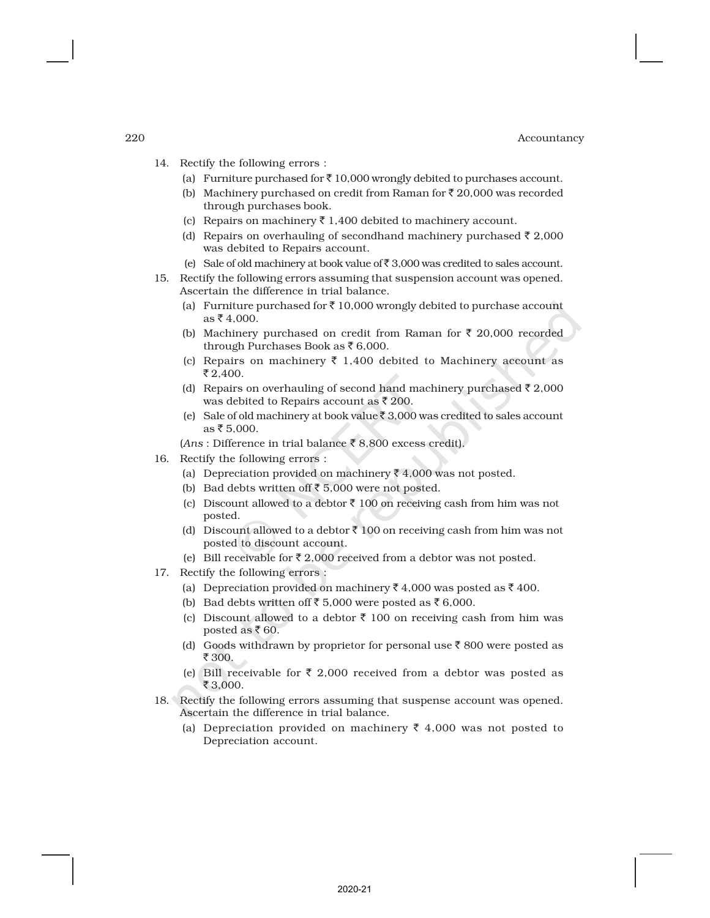14. Rectify the following errors :
    - (a) Furniture purchased for ₹ 10,000 wrongly debited to purchases account.
    - (b) Machinery purchased on credit from Raman for ₹ 20,000 was recorded through purchases book.
    - (c) Repairs on machinery ₹ 1,400 debited to machinery account.
    - (d) Repairs on overhauling of secondhand machinery purchased ₹ 2,000 was debited to Repairs account.
    - (e) Sale of old machinery at book value of ₹ 3,000 was credited to sales account.
15. Rectify the following errors assuming that suspension account was opened. Ascertain the difference in trial balance.
    - (a) Furniture purchased for ₹ 10,000 wrongly debited to purchase account as ₹ 4,000.
    - (b) Machinery purchased on credit from Raman for ₹ 20,000 recorded through Purchases Book as ₹ 6,000.
    - (c) Repairs on machinery ₹ 1,400 debited to Machinery account as ₹ 2,400.
    - (d) Repairs on overhauling of second hand machinery purchased ₹ 2,000 was debited to Repairs account as ₹ 200.
    - (e) Sale of old machinery at book value ₹ 3,000 was credited to sales account as ₹ 5,000.

    (*Ans* : Difference in trial balance ₹ 8,800 excess credit).
16. Rectify the following errors :
    - (a) Depreciation provided on machinery ₹ 4,000 was not posted.
    - (b) Bad debts written off ₹ 5,000 were not posted.
    - (c) Discount allowed to a debtor ₹ 100 on receiving cash from him was not posted.
    - (d) Discount allowed to a debtor ₹ 100 on receiving cash from him was not posted to discount account.
    - (e) Bill receivable for ₹ 2,000 received from a debtor was not posted.
17. Rectify the following errors :
    - (a) Depreciation provided on machinery ₹ 4,000 was posted as ₹ 400.
    - (b) Bad debts written off ₹ 5,000 were posted as ₹ 6,000.
    - (c) Discount allowed to a debtor ₹ 100 on receiving cash from him was posted as ₹ 60.
    - (d) Goods withdrawn by proprietor for personal use ₹ 800 were posted as ₹ 300.
    - (e) Bill receivable for ₹ 2,000 received from a debtor was posted as ₹ 3,000.
18. Rectify the following errors assuming that suspense account was opened. Ascertain the difference in trial balance.
    - (a) Depreciation provided on machinery ₹ 4,000 was not posted to Depreciation account.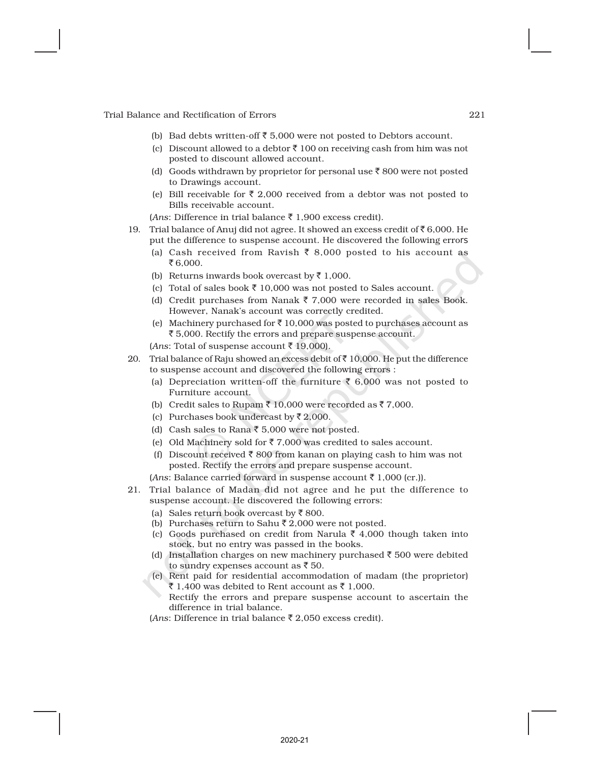(b) Bad debts written-off ₹ 5,000 were not posted to Debtors account.

(c) Discount allowed to a debtor ₹ 100 on receiving cash from him was not posted to discount allowed account.

(d) Goods withdrawn by proprietor for personal use ₹ 800 were not posted to Drawings account.

(e) Bill receivable for ₹ 2,000 received from a debtor was not posted to Bills receivable account.

(*Ans*: Difference in trial balance ₹ 1,900 excess credit).

19. Trial balance of Anuj did not agree. It showed an excess credit of ₹ 6,000. He put the difference to suspense account. He discovered the following errors

    (a) Cash received from Ravish ₹ 8,000 posted to his account as ₹ 6,000.

    (b) Returns inwards book overcast by ₹ 1,000.

    (c) Total of sales book ₹ 10,000 was not posted to Sales account.

    (d) Credit purchases from Nanak ₹ 7,000 were recorded in sales Book. However, Nanak's account was correctly credited.

    (e) Machinery purchased for ₹ 10,000 was posted to purchases account as ₹ 5,000. Rectify the errors and prepare suspense account.

    (*Ans*: Total of suspense account ₹ 19,000).

20. Trial balance of Raju showed an excess debit of ₹ 10,000. He put the difference to suspense account and discovered the following errors :

    (a) Depreciation written-off the furniture ₹ 6,000 was not posted to Furniture account.

    (b) Credit sales to Rupam ₹ 10,000 were recorded as ₹ 7,000.

    (c) Purchases book undercast by ₹ 2,000.

    (d) Cash sales to Rana ₹ 5,000 were not posted.

    (e) Old Machinery sold for ₹ 7,000 was credited to sales account.

    (f) Discount received ₹ 800 from kanan on playing cash to him was not posted. Rectify the errors and prepare suspense account.

    (*Ans*: Balance carried forward in suspense account ₹ 1,000 (cr.)).

21. Trial balance of Madan did not agree and he put the difference to suspense account. He discovered the following errors:

    (a) Sales return book overcast by ₹ 800.

    (b) Purchases return to Sahu ₹ 2,000 were not posted.

    (c) Goods purchased on credit from Narula ₹ 4,000 though taken into stock, but no entry was passed in the books.

    (d) Installation charges on new machinery purchased ₹ 500 were debited to sundry expenses account as ₹ 50.

    (e) Rent paid for residential accommodation of madam (the proprietor) ₹ 1,400 was debited to Rent account as ₹ 1,000.
    Rectify the errors and prepare suspense account to ascertain the difference in trial balance.

    (*Ans*: Difference in trial balance ₹ 2,050 excess credit).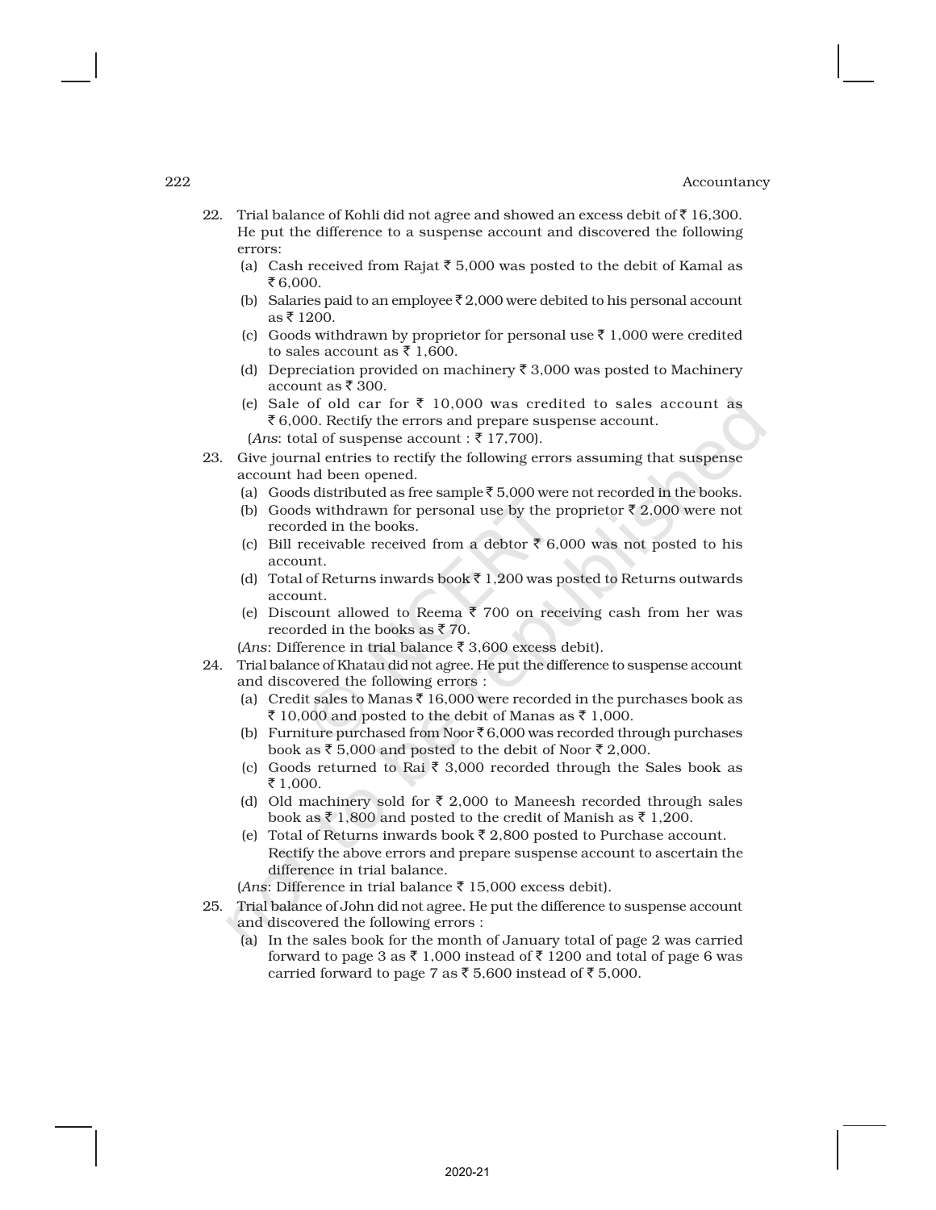22. Trial balance of Kohli did not agree and showed an excess debit of ₹ 16,300. He put the difference to a suspense account and discovered the following errors:
    (a) Cash received from Rajat ₹ 5,000 was posted to the debit of Kamal as ₹ 6,000.
    (b) Salaries paid to an employee ₹ 2,000 were debited to his personal account as ₹ 1200.
    (c) Goods withdrawn by proprietor for personal use ₹ 1,000 were credited to sales account as ₹ 1,600.
    (d) Depreciation provided on machinery ₹ 3,000 was posted to Machinery account as ₹ 300.
    (e) Sale of old car for ₹ 10,000 was credited to sales account as ₹ 6,000. Rectify the errors and prepare suspense account.
    
    (*Ans*: total of suspense account : ₹ 17,700).

23. Give journal entries to rectify the following errors assuming that suspense account had been opened.
    (a) Goods distributed as free sample ₹ 5,000 were not recorded in the books.
    (b) Goods withdrawn for personal use by the proprietor ₹ 2,000 were not recorded in the books.
    (c) Bill receivable received from a debtor ₹ 6,000 was not posted to his account.
    (d) Total of Returns inwards book ₹ 1,200 was posted to Returns outwards account.
    (e) Discount allowed to Reema ₹ 700 on receiving cash from her was recorded in the books as ₹ 70.
    
    (*Ans*: Difference in trial balance ₹ 3,600 excess debit).

24. Trial balance of Khatau did not agree. He put the difference to suspense account and discovered the following errors :
    (a) Credit sales to Manas ₹ 16,000 were recorded in the purchases book as ₹ 10,000 and posted to the debit of Manas as ₹ 1,000.
    (b) Furniture purchased from Noor ₹ 6,000 was recorded through purchases book as ₹ 5,000 and posted to the debit of Noor ₹ 2,000.
    (c) Goods returned to Rai ₹ 3,000 recorded through the Sales book as ₹ 1,000.
    (d) Old machinery sold for ₹ 2,000 to Maneesh recorded through sales book as ₹ 1,800 and posted to the credit of Manish as ₹ 1,200.
    (e) Total of Returns inwards book ₹ 2,800 posted to Purchase account. Rectify the above errors and prepare suspense account to ascertain the difference in trial balance.
    
    (*Ans*: Difference in trial balance ₹ 15,000 excess debit).

25. Trial balance of John did not agree. He put the difference to suspense account and discovered the following errors :
    (a) In the sales book for the month of January total of page 2 was carried forward to page 3 as ₹ 1,000 instead of ₹ 1200 and total of page 6 was carried forward to page 7 as ₹ 5,600 instead of ₹ 5,000.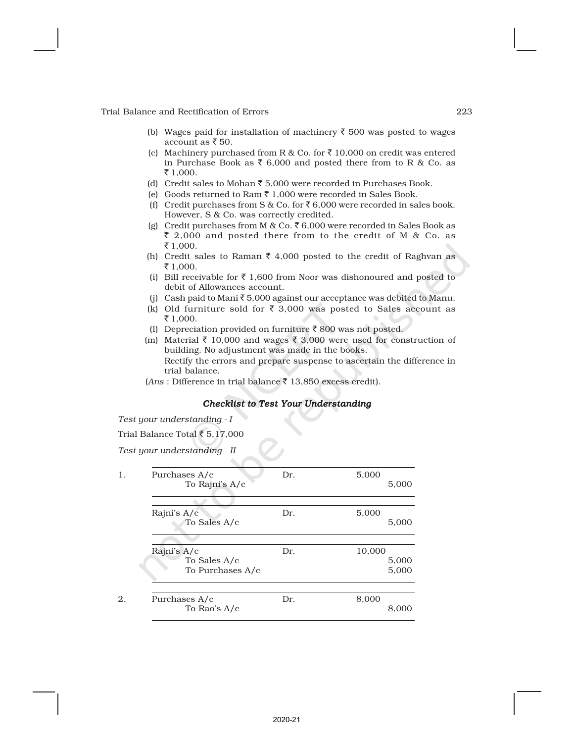(b) Wages paid for installation of machinery ₹ 500 was posted to wages account as ₹ 50.

(c) Machinery purchased from R & Co. for ₹ 10,000 on credit was entered in Purchase Book as ₹ 6,000 and posted there from to R & Co. as ₹ 1,000.

(d) Credit sales to Mohan ₹ 5,000 were recorded in Purchases Book.

(e) Goods returned to Ram ₹ 1,000 were recorded in Sales Book.

(f) Credit purchases from S & Co. for ₹ 6,000 were recorded in sales book. However, S & Co. was correctly credited.

(g) Credit purchases from M & Co. ₹ 6,000 were recorded in Sales Book as ₹ 2,000 and posted there from to the credit of M & Co. as ₹ 1,000.

(h) Credit sales to Raman ₹ 4,000 posted to the credit of Raghvan as ₹ 1,000.

(i) Bill receivable for ₹ 1,600 from Noor was dishonoured and posted to debit of Allowances account.

(j) Cash paid to Mani ₹ 5,000 against our acceptance was debited to Manu.

(k) Old furniture sold for ₹ 3,000 was posted to Sales account as ₹ 1,000.

(l) Depreciation provided on furniture ₹ 800 was not posted.

(m) Material ₹ 10,000 and wages ₹ 3,000 were used for construction of building. No adjustment was made in the books.
Rectify the errors and prepare suspense to ascertain the difference in trial balance.

(*Ans* : Difference in trial balance ₹ 13,850 excess credit).

### *Checklist to Test Your Understanding*

*Test your understanding - I*

Trial Balance Total ₹ 5,17,000

*Test your understanding - II*

| | | | | |
|---|---|---|---|---|
| 1. | Purchases A/c<br>To Rajni's A/c | Dr. | 5,000 | <br>5,000 |
| | Rajni's A/c<br>To Sales A/c | Dr. | 5,000 | <br>5,000 |
| | Rajni's A/c<br>To Sales A/c<br>To Purchases A/c | Dr. | 10,000 | <br>5,000<br>5,000 |
| 2. | Purchases A/c<br>To Rao's A/c | Dr. | 8,000 | <br>8,000 |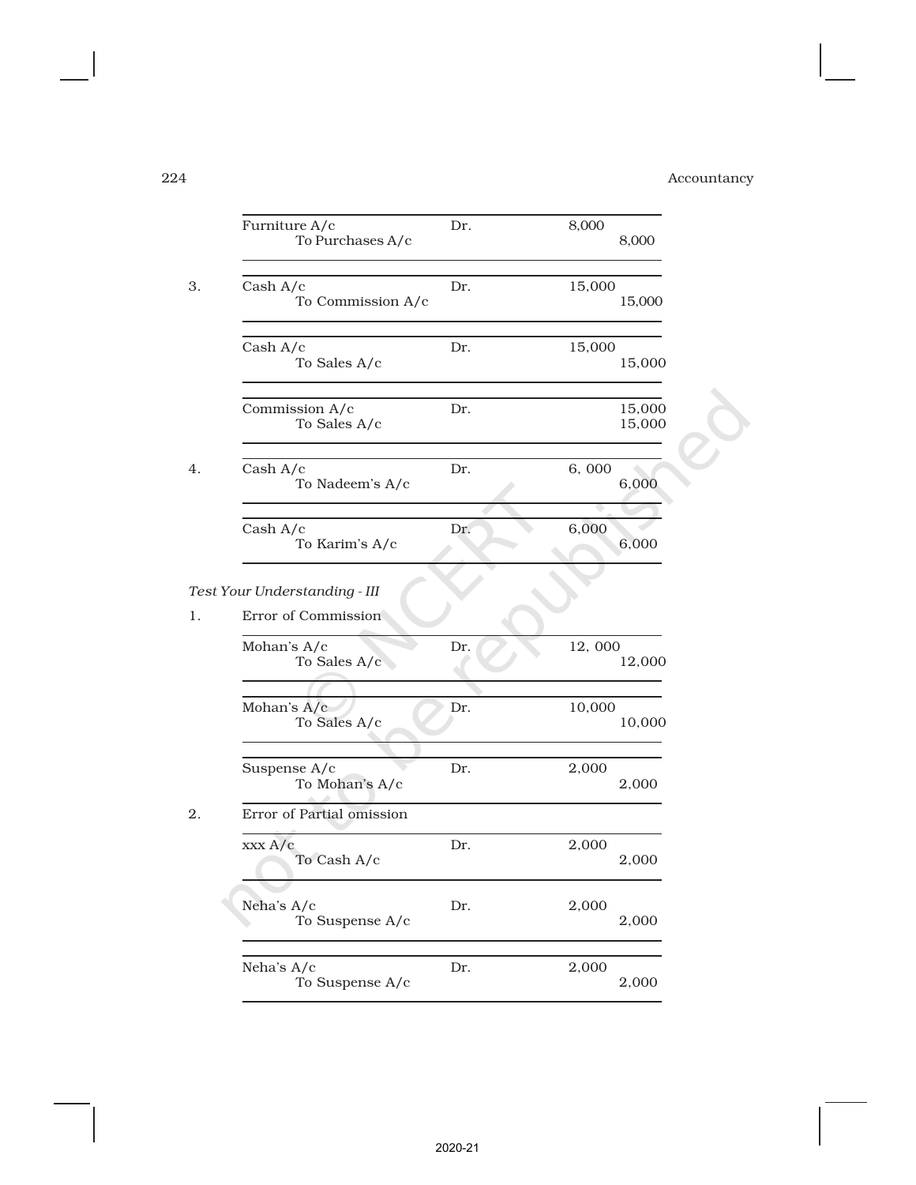| | | | |
|---|---|---|---|
| Furniture A/c | Dr. | 8,000 | |
| To Purchases A/c | | | 8,000 |

| | | | |
|---|---|---|---|
| 3. Cash A/c | Dr. | 15,000 | |
| To Commission A/c | | | 15,000 |

| | | | |
|---|---|---|---|
| Cash A/c | Dr. | 15,000 | |
| To Sales A/c | | | 15,000 |

| | | | |
|---|---|---|---|
| Commission A/c | Dr. | | 15,000 |
| To Sales A/c | | | 15,000 |

| | | | |
|---|---|---|---|
| 4. Cash A/c | Dr. | 6, 000 | |
| To Nadeem's A/c | | | 6,000 |

| | | | |
|---|---|---|---|
| Cash A/c | Dr. | 6,000 | |
| To Karim's A/c | | | 6,000 |

*Test Your Understanding - III*

1. Error of Commission

| | | | |
|---|---|---|---|
| Mohan's A/c | Dr. | 12, 000 | |
| To Sales A/c | | | 12,000 |

| | | | |
|---|---|---|---|
| Mohan's A/c | Dr. | 10,000 | |
| To Sales A/c | | | 10,000 |

| | | | |
|---|---|---|---|
| Suspense A/c | Dr. | 2,000 | |
| To Mohan's A/c | | | 2,000 |

2. Error of Partial omission

| | | | |
|---|---|---|---|
| xxx A/c | Dr. | 2,000 | |
| To Cash A/c | | | 2,000 |

| | | | |
|---|---|---|---|
| Neha's A/c | Dr. | 2,000 | |
| To Suspense A/c | | | 2,000 |

| | | | |
|---|---|---|---|
| Neha's A/c | Dr. | 2,000 | |
| To Suspense A/c | | | 2,000 |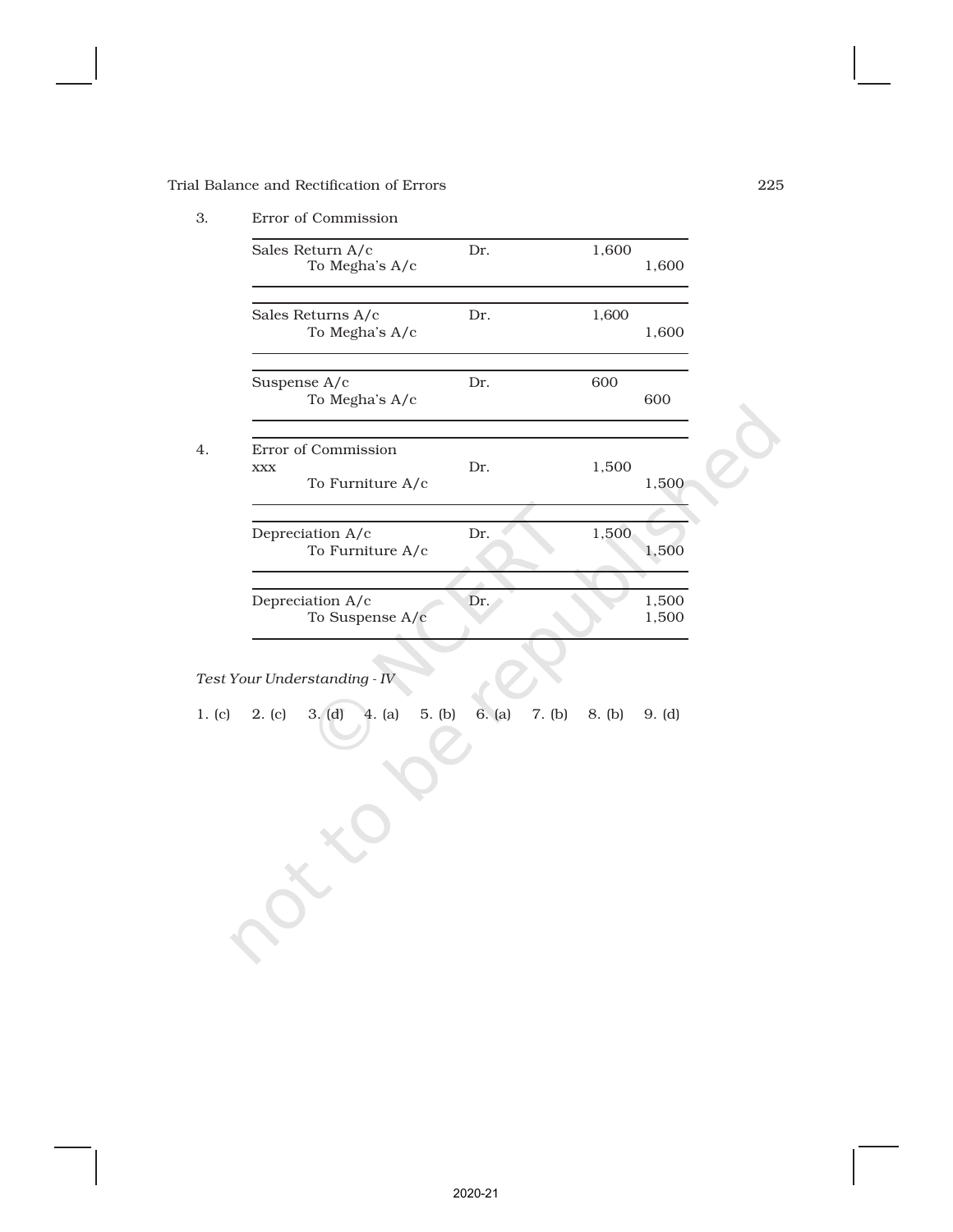3. Error of Commission

| | | | |
|---|---|---|---|
| Sales Return A/c | Dr. | 1,600 | |
| To Megha's A/c | | | 1,600 |

| | | | |
|---|---|---|---|
| Sales Returns A/c | Dr. | 1,600 | |
| To Megha's A/c | | | 1,600 |

| | | | |
|---|---|---|---|
| Suspense A/c | Dr. | 600 | |
| To Megha's A/c | | | 600 |

4. Error of Commission

| | | | |
|---|---|---|---|
| xxx | Dr. | 1,500 | |
| To Furniture A/c | | | 1,500 |

| | | | |
|---|---|---|---|
| Depreciation A/c | Dr. | 1,500 | |
| To Furniture A/c | | | 1,500 |

| | | | |
|---|---|---|---|
| Depreciation A/c | Dr. | | 1,500 |
| To Suspense A/c | | | 1,500 |

*Test Your Understanding - IV*

1. (c) 2. (c) 3. (d) 4. (a) 5. (b) 6. (a) 7. (b) 8. (b) 9. (d)